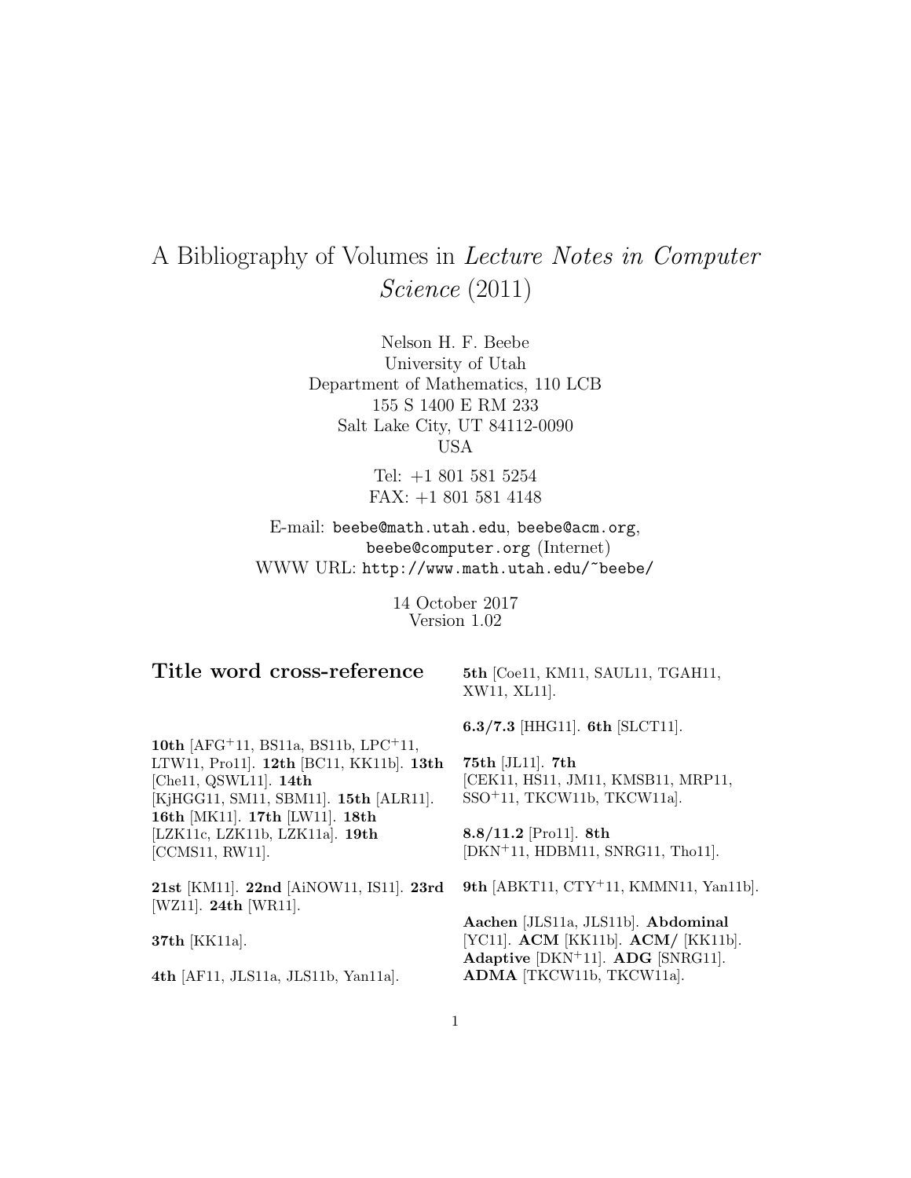# A Bibliography of Volumes in *Lecture Notes in Computer Science* (2011)

Nelson H. F. Beebe
University of Utah
Department of Mathematics, 110 LCB
155 S 1400 E RM 233
Salt Lake City, UT 84112-0090
USA

Tel: +1 801 581 5254
FAX: +1 801 581 4148

E-mail: `beebe@math.utah.edu`, `beebe@acm.org`, `beebe@computer.org` (Internet)
WWW URL: `http://www.math.utah.edu/~beebe/`

14 October 2017
Version 1.02

## Title word cross-reference

**10th** [AFG+11, BS11a, BS11b, LPC+11, LTW11, Pro11]. **12th** [BC11, KK11b]. **13th** [Che11, QSWL11]. **14th** [KjHGG11, SM11, SBM11]. **15th** [ALR11]. **16th** [MK11]. **17th** [LW11]. **18th** [LZK11c, LZK11b, LZK11a]. **19th** [CCMS11, RW11].

**21st** [KM11]. **22nd** [AiNOW11, IS11]. **23rd** [WZ11]. **24th** [WR11].

**37th** [KK11a].

**4th** [AF11, JLS11a, JLS11b, Yan11a].

**5th** [Coe11, KM11, SAUL11, TGAH11, XW11, XL11].

**6.3/7.3** [HHG11]. **6th** [SLCT11].

**75th** [JL11]. **7th** [CEK11, HS11, JM11, KMSB11, MRP11, SSO+11, TKCW11b, TKCW11a].

**8.8/11.2** [Pro11]. **8th** [DKN+11, HDBM11, SNRG11, Tho11].

**9th** [ABKT11, CTY+11, KMMN11, Yan11b].

**Aachen** [JLS11a, JLS11b]. **Abdominal** [YC11]. **ACM** [KK11b]. **ACM/** [KK11b]. **Adaptive** [DKN+11]. **ADG** [SNRG11]. **ADMA** [TKCW11b, TKCW11a].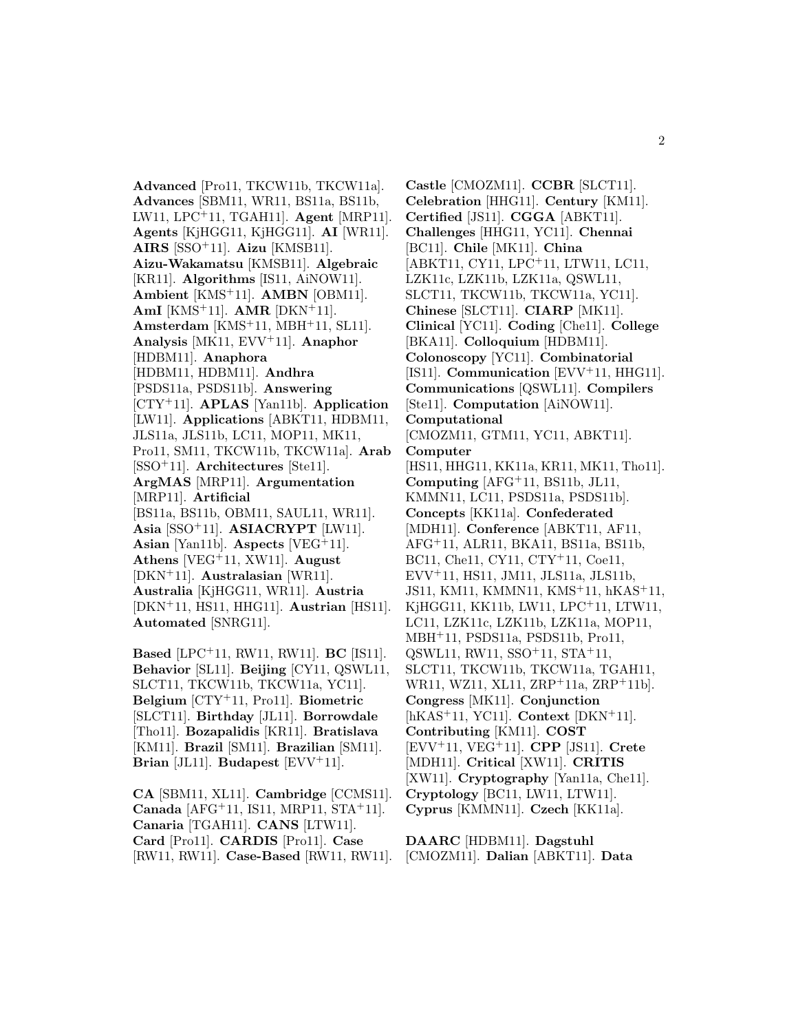**Advanced** [Pro11, TKCW11b, TKCW11a]. **Advances** [SBM11, WR11, BS11a, BS11b, LW11, LPC+11, TGAH11]. **Agent** [MRP11]. **Agents** [KjHGG11, KjHGG11]. **AI** [WR11]. **AIRS** [SSO+11]. **Aizu** [KMSB11]. **Aizu-Wakamatsu** [KMSB11]. **Algebraic** [KR11]. **Algorithms** [IS11, AiNOW11]. **Ambient** [KMS+11]. **AMBN** [OBM11]. **AmI** [KMS+11]. **AMR** [DKN+11]. **Amsterdam** [KMS+11, MBH+11, SL11]. **Analysis** [MK11, EVV+11]. **Anaphor** [HDBM11]. **Anaphora** [HDBM11, HDBM11]. **Andhra** [PSDS11a, PSDS11b]. **Answering** [CTY+11]. **APLAS** [Yan11b]. **Application** [LW11]. **Applications** [ABKT11, HDBM11, JLS11a, JLS11b, LC11, MOP11, MK11, Pro11, SM11, TKCW11b, TKCW11a]. **Arab** [SSO+11]. **Architectures** [Ste11]. **ArgMAS** [MRP11]. **Argumentation** [MRP11]. **Artificial** [BS11a, BS11b, OBM11, SAUL11, WR11]. **Asia** [SSO+11]. **ASIACRYPT** [LW11]. **Asian** [Yan11b]. **Aspects** [VEG+11]. **Athens** [VEG+11, XW11]. **August** [DKN+11]. **Australasian** [WR11]. **Australia** [KjHGG11, WR11]. **Austria** [DKN+11, HS11, HHG11]. **Austrian** [HS11]. **Automated** [SNRG11].

**Based** [LPC+11, RW11, RW11]. **BC** [IS11]. **Behavior** [SL11]. **Beijing** [CY11, QSWL11, SLCT11, TKCW11b, TKCW11a, YC11]. **Belgium** [CTY+11, Pro11]. **Biometric** [SLCT11]. **Birthday** [JL11]. **Borrowdale** [Tho11]. **Bozapalidis** [KR11]. **Bratislava** [KM11]. **Brazil** [SM11]. **Brazilian** [SM11]. **Brian** [JL11]. **Budapest** [EVV+11].

**CA** [SBM11, XL11]. **Cambridge** [CCMS11]. **Canada** [AFG+11, IS11, MRP11, STA+11]. **Canaria** [TGAH11]. **CANS** [LTW11]. **Card** [Pro11]. **CARDIS** [Pro11]. **Case** [RW11, RW11]. **Case-Based** [RW11, RW11]. **Castle** [CMOZM11]. **CCBR** [SLCT11]. **Celebration** [HHG11]. **Century** [KM11]. **Certified** [JS11]. **CGGA** [ABKT11]. **Challenges** [HHG11, YC11]. **Chennai** [BC11]. **Chile** [MK11]. **China** [ABKT11, CY11, LPC+11, LTW11, LC11, LZK11c, LZK11b, LZK11a, QSWL11, SLCT11, TKCW11b, TKCW11a, YC11]. **Chinese** [SLCT11]. **CIARP** [MK11]. **Clinical** [YC11]. **Coding** [Che11]. **College** [BKA11]. **Colloquium** [HDBM11]. **Colonoscopy** [YC11]. **Combinatorial** [IS11]. **Communication** [EVV+11, HHG11]. **Communications** [QSWL11]. **Compilers** [Ste11]. **Computation** [AiNOW11]. **Computational** [CMOZM11, GTM11, YC11, ABKT11]. **Computer** [HS11, HHG11, KK11a, KR11, MK11, Tho11]. **Computing** [AFG+11, BS11b, JL11, KMMN11, LC11, PSDS11a, PSDS11b]. **Concepts** [KK11a]. **Confederated** [MDH11]. **Conference** [ABKT11, AF11, AFG+11, ALR11, BKA11, BS11a, BS11b, BC11, Che11, CY11, CTY+11, Coe11, EVV+11, HS11, JM11, JLS11a, JLS11b, JS11, KM11, KMMN11, KMS+11, hKAS+11, KjHGG11, KK11b, LW11, LPC+11, LTW11, LC11, LZK11c, LZK11b, LZK11a, MOP11, MBH+11, PSDS11a, PSDS11b, Pro11, QSWL11, RW11, SSO+11, STA+11, SLCT11, TKCW11b, TKCW11a, TGAH11, WR11, WZ11, XL11, ZRP+11a, ZRP+11b]. **Congress** [MK11]. **Conjunction** [hKAS+11, YC11]. **Context** [DKN+11]. **Contributing** [KM11]. **COST** [EVV+11, VEG+11]. **CPP** [JS11]. **Crete** [MDH11]. **Critical** [XW11]. **CRITIS** [XW11]. **Cryptography** [Yan11a, Che11]. **Cryptology** [BC11, LW11, LTW11]. **Cyprus** [KMMN11]. **Czech** [KK11a].

**DAARC** [HDBM11]. **Dagstuhl** [CMOZM11]. **Dalian** [ABKT11]. **Data**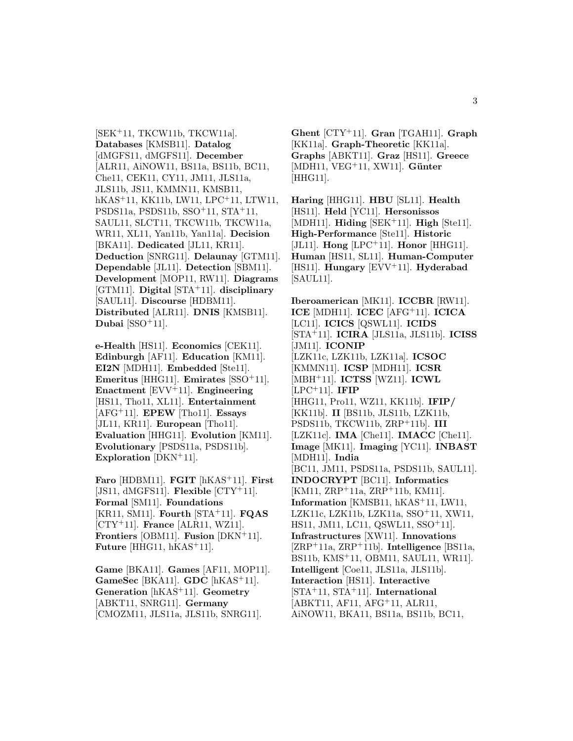[SEK[+]11, TKCW11b, TKCW11a]. **Databases** [KMSB11]. **Datalog** [dMGFS11, dMGFS11]. **December** [ALR11, AiNOW11, BS11a, BS11b, BC11, Che11, CEK11, CY11, JM11, JLS11a, JLS11b, JS11, KMMN11, KMSB11, hKAS[+]11, KK11b, LW11, LPC[+]11, LTW11, PSDS11a, PSDS11b, SSO[+]11, STA[+]11, SAUL11, SLCT11, TKCW11b, TKCW11a, WR11, XL11, Yan11b, Yan11a]. **Decision** [BKA11]. **Dedicated** [JL11, KR11]. **Deduction** [SNRG11]. **Delaunay** [GTM11]. **Dependable** [JL11]. **Detection** [SBM11]. **Development** [MOP11, RW11]. **Diagrams** [GTM11]. **Digital** [STA[+]11]. **disciplinary** [SAUL11]. **Discourse** [HDBM11]. **Distributed** [ALR11]. **DNIS** [KMSB11]. **Dubai** [SSO[+]11].

**e-Health** [HS11]. **Economics** [CEK11]. **Edinburgh** [AF11]. **Education** [KM11]. **EI2N** [MDH11]. **Embedded** [Ste11]. **Emeritus** [HHG11]. **Emirates** [SSO[+]11]. **Enactment** [EVV[+]11]. **Engineering** [HS11, Tho11, XL11]. **Entertainment** [AFG[+]11]. **EPEW** [Tho11]. **Essays** [JL11, KR11]. **European** [Tho11]. **Evaluation** [HHG11]. **Evolution** [KM11]. **Evolutionary** [PSDS11a, PSDS11b]. **Exploration** [DKN[+]11].

**Faro** [HDBM11]. **FGIT** [hKAS[+]11]. **First** [JS11, dMGFS11]. **Flexible** [CTY[+]11]. **Formal** [SM11]. **Foundations** [KR11, SM11]. **Fourth** [STA[+]11]. **FQAS** [CTY[+]11]. **France** [ALR11, WZ11]. **Frontiers** [OBM11]. **Fusion** [DKN[+]11]. **Future** [HHG11, hKAS[+]11].

**Game** [BKA11]. **Games** [AF11, MOP11]. **GameSec** [BKA11]. **GDC** [hKAS[+]11]. **Generation** [hKAS[+]11]. **Geometry** [ABKT11, SNRG11]. **Germany** [CMOZM11, JLS11a, JLS11b, SNRG11].

**Ghent** [CTY[+]11]. **Gran** [TGAH11]. **Graph** [KK11a]. **Graph-Theoretic** [KK11a]. **Graphs** [ABKT11]. **Graz** [HS11]. **Greece** [MDH11, VEG[+]11, XW11]. **Günter** [HHG11].

**Haring** [HHG11]. **HBU** [SL11]. **Health** [HS11]. **Held** [YC11]. **Hersonissos** [MDH11]. **Hiding** [SEK[+]11]. **High** [Ste11]. **High-Performance** [Ste11]. **Historic** [JL11]. **Hong** [LPC[+]11]. **Honor** [HHG11]. **Human** [HS11, SL11]. **Human-Computer** [HS11]. **Hungary** [EVV[+]11]. **Hyderabad** [SAUL11].

**Iberoamerican** [MK11]. **ICCBR** [RW11]. **ICE** [MDH11]. **ICEC** [AFG[+]11]. **ICICA** [LC11]. **ICICS** [QSWL11]. **ICIDS** [STA[+]11]. **ICIRA** [JLS11a, JLS11b]. **ICISS** [JM11]. **ICONIP** [LZK11c, LZK11b, LZK11a]. **ICSOC** [KMMN11]. **ICSP** [MDH11]. **ICSR** [MBH[+]11]. **ICTSS** [WZ11]. **ICWL** [LPC[+]11]. **IFIP** [HHG11, Pro11, WZ11, KK11b]. **IFIP/** [KK11b]. **II** [BS11b, JLS11b, LZK11b, PSDS11b, TKCW11b, ZRP[+]11b]. **III** [LZK11c]. **IMA** [Che11]. **IMACC** [Che11]. **Image** [MK11]. **Imaging** [YC11]. **INBAST** [MDH11]. **India** [BC11, JM11, PSDS11a, PSDS11b, SAUL11]. **INDOCRYPT** [BC11]. **Informatics** [KM11, ZRP[+]11a, ZRP[+]11b, KM11]. **Information** [KMSB11, hKAS[+]11, LW11, LZK11c, LZK11b, LZK11a, SSO[+]11, XW11, HS11, JM11, LC11, QSWL11, SSO[+]11]. **Infrastructures** [XW11]. **Innovations** [ZRP[+]11a, ZRP[+]11b]. **Intelligence** [BS11a, BS11b, KMS[+]11, OBM11, SAUL11, WR11]. **Intelligent** [Coe11, JLS11a, JLS11b]. **Interaction** [HS11]. **Interactive** [STA[+]11, STA[+]11]. **International** [ABKT11, AF11, AFG[+]11, ALR11, AiNOW11, BKA11, BS11a, BS11b, BC11,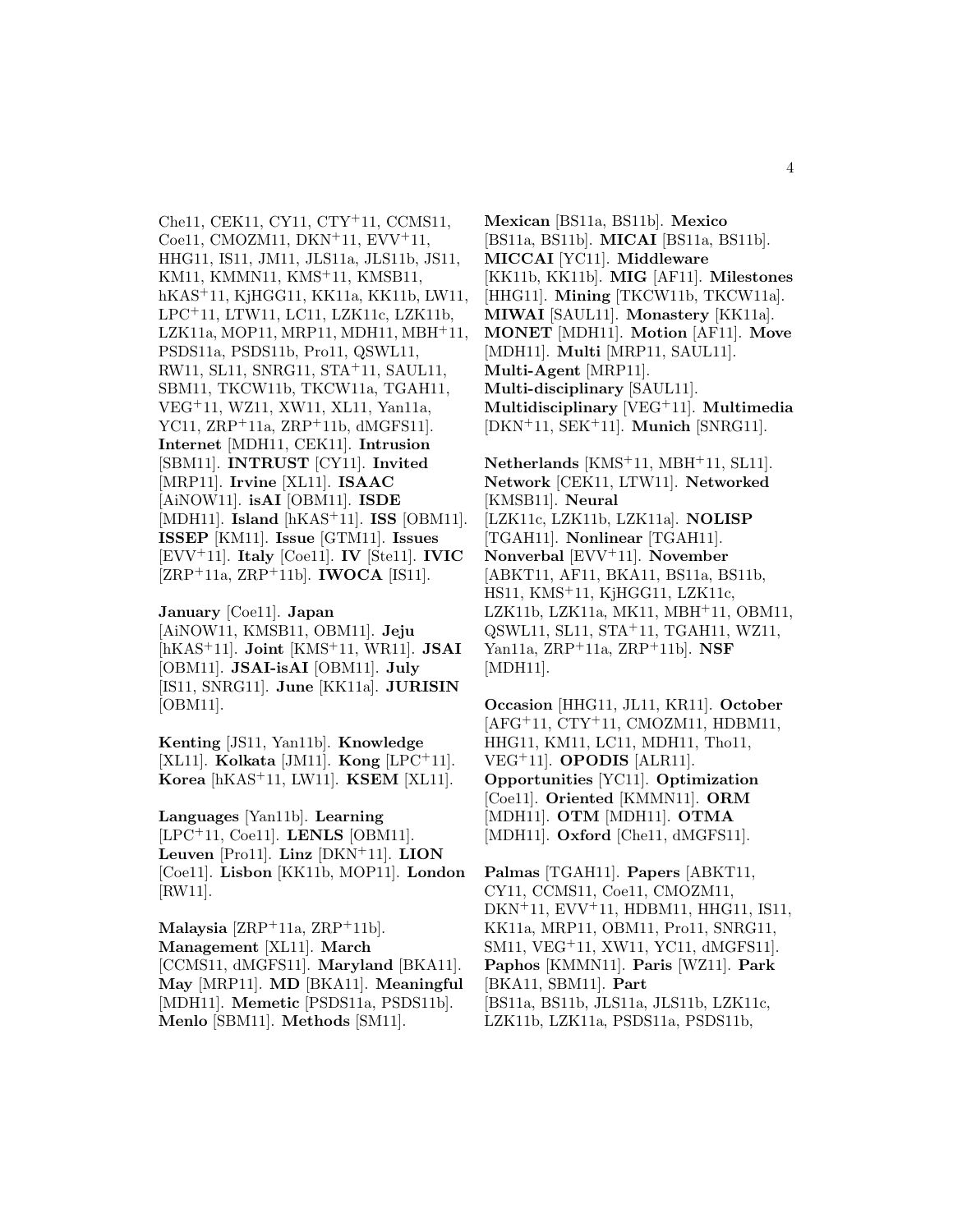Che11, CEK11, CY11, CTY[+]11, CCMS11, Coe11, CMOZM11, DKN[+]11, EVV[+]11, HHG11, IS11, JM11, JLS11a, JLS11b, JS11, KM11, KMMN11, KMS[+]11, KMSB11, hKAS[+]11, KjHGG11, KK11a, KK11b, LW11, LPC[+]11, LTW11, LC11, LZK11c, LZK11b, LZK11a, MOP11, MRP11, MDH11, MBH[+]11, PSDS11a, PSDS11b, Pro11, QSWL11, RW11, SL11, SNRG11, STA[+]11, SAUL11, SBM11, TKCW11b, TKCW11a, TGAH11, VEG[+]11, WZ11, XW11, XL11, Yan11a, YC11, ZRP[+]11a, ZRP[+]11b, dMGFS11]. **Internet** [MDH11, CEK11]. **Intrusion** [SBM11]. **INTRUST** [CY11]. **Invited** [MRP11]. **Irvine** [XL11]. **ISAAC** [AiNOW11]. **isAI** [OBM11]. **ISDE** [MDH11]. **Island** [hKAS[+]11]. **ISS** [OBM11]. **ISSEP** [KM11]. **Issue** [GTM11]. **Issues** [EVV[+]11]. **Italy** [Coe11]. **IV** [Ste11]. **IVIC** [ZRP[+]11a, ZRP[+]11b]. **IWOCA** [IS11].

**January** [Coe11]. **Japan** [AiNOW11, KMSB11, OBM11]. **Jeju** [hKAS[+]11]. **Joint** [KMS[+]11, WR11]. **JSAI** [OBM11]. **JSAI-isAI** [OBM11]. **July** [IS11, SNRG11]. **June** [KK11a]. **JURISIN** [OBM11].

**Kenting** [JS11, Yan11b]. **Knowledge** [XL11]. **Kolkata** [JM11]. **Kong** [LPC[+]11]. **Korea** [hKAS[+]11, LW11]. **KSEM** [XL11].

**Languages** [Yan11b]. **Learning** [LPC[+]11, Coe11]. **LENLS** [OBM11]. **Leuven** [Pro11]. **Linz** [DKN[+]11]. **LION** [Coe11]. **Lisbon** [KK11b, MOP11]. **London** [RW11].

**Malaysia** [ZRP[+]11a, ZRP[+]11b]. **Management** [XL11]. **March** [CCMS11, dMGFS11]. **Maryland** [BKA11]. **May** [MRP11]. **MD** [BKA11]. **Meaningful** [MDH11]. **Memetic** [PSDS11a, PSDS11b]. **Menlo** [SBM11]. **Methods** [SM11].

**Mexican** [BS11a, BS11b]. **Mexico** [BS11a, BS11b]. **MICAI** [BS11a, BS11b]. **MICCAI** [YC11]. **Middleware** [KK11b, KK11b]. **MIG** [AF11]. **Milestones** [HHG11]. **Mining** [TKCW11b, TKCW11a]. **MIWAI** [SAUL11]. **Monastery** [KK11a]. **MONET** [MDH11]. **Motion** [AF11]. **Move** [MDH11]. **Multi** [MRP11, SAUL11]. **Multi-Agent** [MRP11]. **Multi-disciplinary** [SAUL11]. **Multidisciplinary** [VEG[+]11]. **Multimedia** [DKN[+]11, SEK[+]11]. **Munich** [SNRG11].

**Netherlands** [KMS[+]11, MBH[+]11, SL11]. **Network** [CEK11, LTW11]. **Networked** [KMSB11]. **Neural** [LZK11c, LZK11b, LZK11a]. **NOLISP** [TGAH11]. **Nonlinear** [TGAH11]. **Nonverbal** [EVV[+]11]. **November** [ABKT11, AF11, BKA11, BS11a, BS11b, HS11, KMS[+]11, KjHGG11, LZK11c, LZK11b, LZK11a, MK11, MBH[+]11, OBM11, QSWL11, SL11, STA[+]11, TGAH11, WZ11, Yan11a, ZRP[+]11a, ZRP[+]11b]. **NSF** [MDH11].

**Occasion** [HHG11, JL11, KR11]. **October** [AFG[+]11, CTY[+]11, CMOZM11, HDBM11, HHG11, KM11, LC11, MDH11, Tho11, VEG[+]11]. **OPODIS** [ALR11]. **Opportunities** [YC11]. **Optimization** [Coe11]. **Oriented** [KMMN11]. **ORM** [MDH11]. **OTM** [MDH11]. **OTMA** [MDH11]. **Oxford** [Che11, dMGFS11].

**Palmas** [TGAH11]. **Papers** [ABKT11, CY11, CCMS11, Coe11, CMOZM11, DKN[+]11, EVV[+]11, HDBM11, HHG11, IS11, KK11a, MRP11, OBM11, Pro11, SNRG11, SM11, VEG[+]11, XW11, YC11, dMGFS11]. **Paphos** [KMMN11]. **Paris** [WZ11]. **Park** [BKA11, SBM11]. **Part** [BS11a, BS11b, JLS11a, JLS11b, LZK11c, LZK11b, LZK11a, PSDS11a, PSDS11b,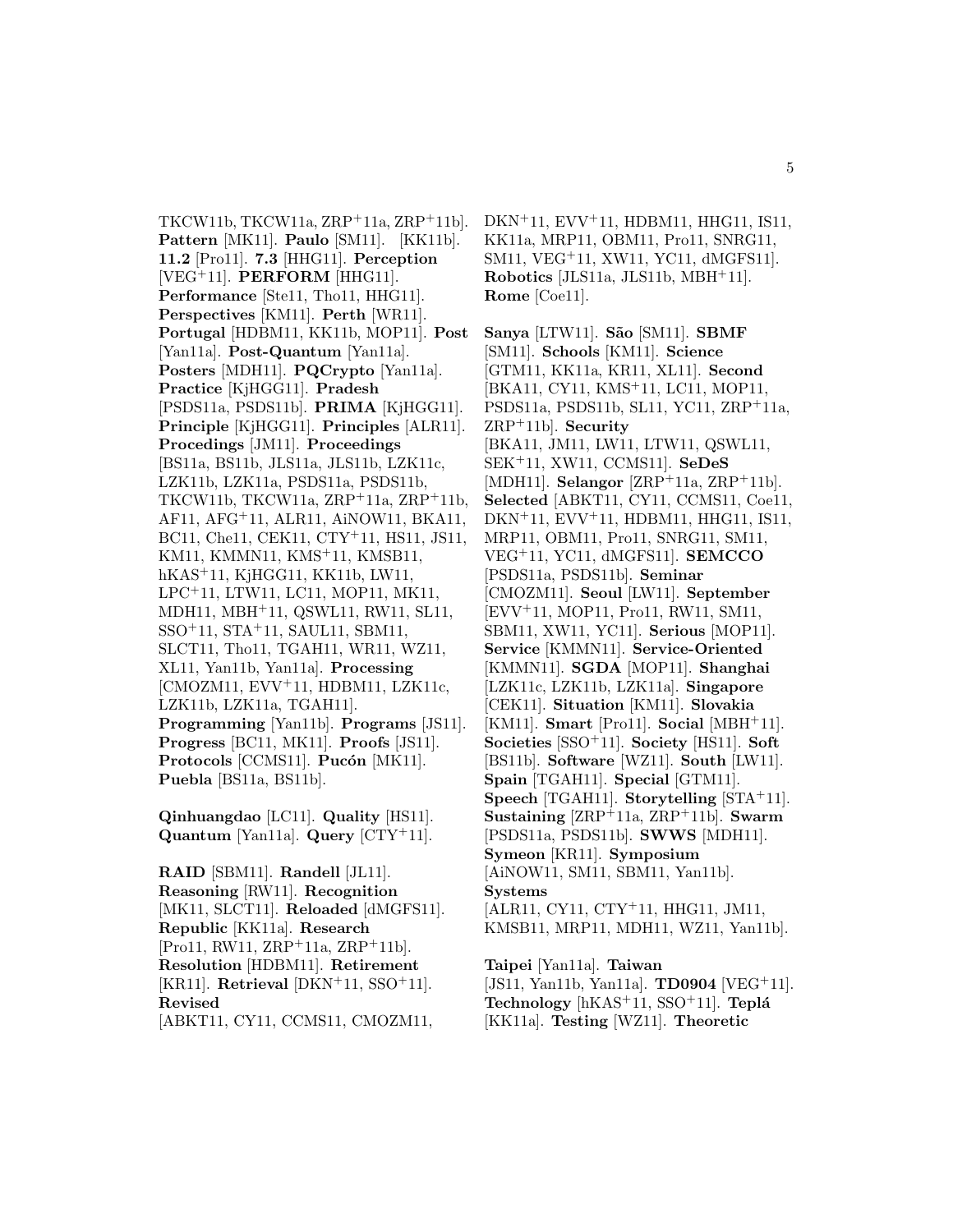TKCW11b, TKCW11a, ZRP+11a, ZRP+11b]. **Pattern** [MK11]. **Paulo** [SM11]. [KK11b]. **11.2** [Pro11]. **7.3** [HHG11]. **Perception** [VEG+11]. **PERFORM** [HHG11]. **Performance** [Ste11, Tho11, HHG11]. **Perspectives** [KM11]. **Perth** [WR11]. **Portugal** [HDBM11, KK11b, MOP11]. **Post** [Yan11a]. **Post-Quantum** [Yan11a]. **Posters** [MDH11]. **PQCrypto** [Yan11a]. **Practice** [KjHGG11]. **Pradesh** [PSDS11a, PSDS11b]. **PRIMA** [KjHGG11]. **Principle** [KjHGG11]. **Principles** [ALR11]. **Procedings** [JM11]. **Proceedings** [BS11a, BS11b, JLS11a, JLS11b, LZK11c, LZK11b, LZK11a, PSDS11a, PSDS11b, TKCW11b, TKCW11a, ZRP+11a, ZRP+11b, AF11, AFG+11, ALR11, AiNOW11, BKA11, BC11, Che11, CEK11, CTY+11, HS11, JS11, KM11, KMMN11, KMS+11, KMSB11, hKAS+11, KjHGG11, KK11b, LW11, LPC+11, LTW11, LC11, MOP11, MK11, MDH11, MBH+11, QSWL11, RW11, SL11, SSO+11, STA+11, SAUL11, SBM11, SLCT11, Tho11, TGAH11, WR11, WZ11, XL11, Yan11b, Yan11a]. **Processing** [CMOZM11, EVV+11, HDBM11, LZK11c, LZK11b, LZK11a, TGAH11]. **Programming** [Yan11b]. **Programs** [JS11]. **Progress** [BC11, MK11]. **Proofs** [JS11]. **Protocols** [CCMS11]. **Pucón** [MK11]. **Puebla** [BS11a, BS11b].

**Qinhuangdao** [LC11]. **Quality** [HS11]. **Quantum** [Yan11a]. **Query** [CTY+11].

**RAID** [SBM11]. **Randell** [JL11]. **Reasoning** [RW11]. **Recognition** [MK11, SLCT11]. **Reloaded** [dMGFS11]. **Republic** [KK11a]. **Research** [Pro11, RW11, ZRP+11a, ZRP+11b]. **Resolution** [HDBM11]. **Retirement** [KR11]. **Retrieval** [DKN+11, SSO+11]. **Revised** [ABKT11, CY11, CCMS11, CMOZM11, DKN+11, EVV+11, HDBM11, HHG11, IS11, KK11a, MRP11, OBM11, Pro11, SNRG11, SM11, VEG+11, XW11, YC11, dMGFS11]. **Robotics** [JLS11a, JLS11b, MBH+11]. **Rome** [Coe11].

**Sanya** [LTW11]. **São** [SM11]. **SBMF** [SM11]. **Schools** [KM11]. **Science** [GTM11, KK11a, KR11, XL11]. **Second** [BKA11, CY11, KMS+11, LC11, MOP11, PSDS11a, PSDS11b, SL11, YC11, ZRP+11a, ZRP+11b]. **Security** [BKA11, JM11, LW11, LTW11, QSWL11, SEK+11, XW11, CCMS11]. **SeDeS** [MDH11]. **Selangor** [ZRP+11a, ZRP+11b]. **Selected** [ABKT11, CY11, CCMS11, Coe11, DKN+11, EVV+11, HDBM11, HHG11, IS11, MRP11, OBM11, Pro11, SNRG11, SM11, VEG+11, YC11, dMGFS11]. **SEMCCO** [PSDS11a, PSDS11b]. **Seminar** [CMOZM11]. **Seoul** [LW11]. **September** [EVV+11, MOP11, Pro11, RW11, SM11, SBM11, XW11, YC11]. **Serious** [MOP11]. **Service** [KMMN11]. **Service-Oriented** [KMMN11]. **SGDA** [MOP11]. **Shanghai** [LZK11c, LZK11b, LZK11a]. **Singapore** [CEK11]. **Situation** [KM11]. **Slovakia** [KM11]. **Smart** [Pro11]. **Social** [MBH+11]. **Societies** [SSO+11]. **Society** [HS11]. **Soft** [BS11b]. **Software** [WZ11]. **South** [LW11]. **Spain** [TGAH11]. **Special** [GTM11]. **Speech** [TGAH11]. **Storytelling** [STA+11]. **Sustaining** [ZRP+11a, ZRP+11b]. **Swarm** [PSDS11a, PSDS11b]. **SWWS** [MDH11]. **Symeon** [KR11]. **Symposium** [AiNOW11, SM11, SBM11, Yan11b]. **Systems** [ALR11, CY11, CTY+11, HHG11, JM11, KMSB11, MRP11, MDH11, WZ11, Yan11b].

**Taipei** [Yan11a]. **Taiwan** [JS11, Yan11b, Yan11a]. **TD0904** [VEG+11]. **Technology** [hKAS+11, SSO+11]. **Teplá** [KK11a]. **Testing** [WZ11]. **Theoretic**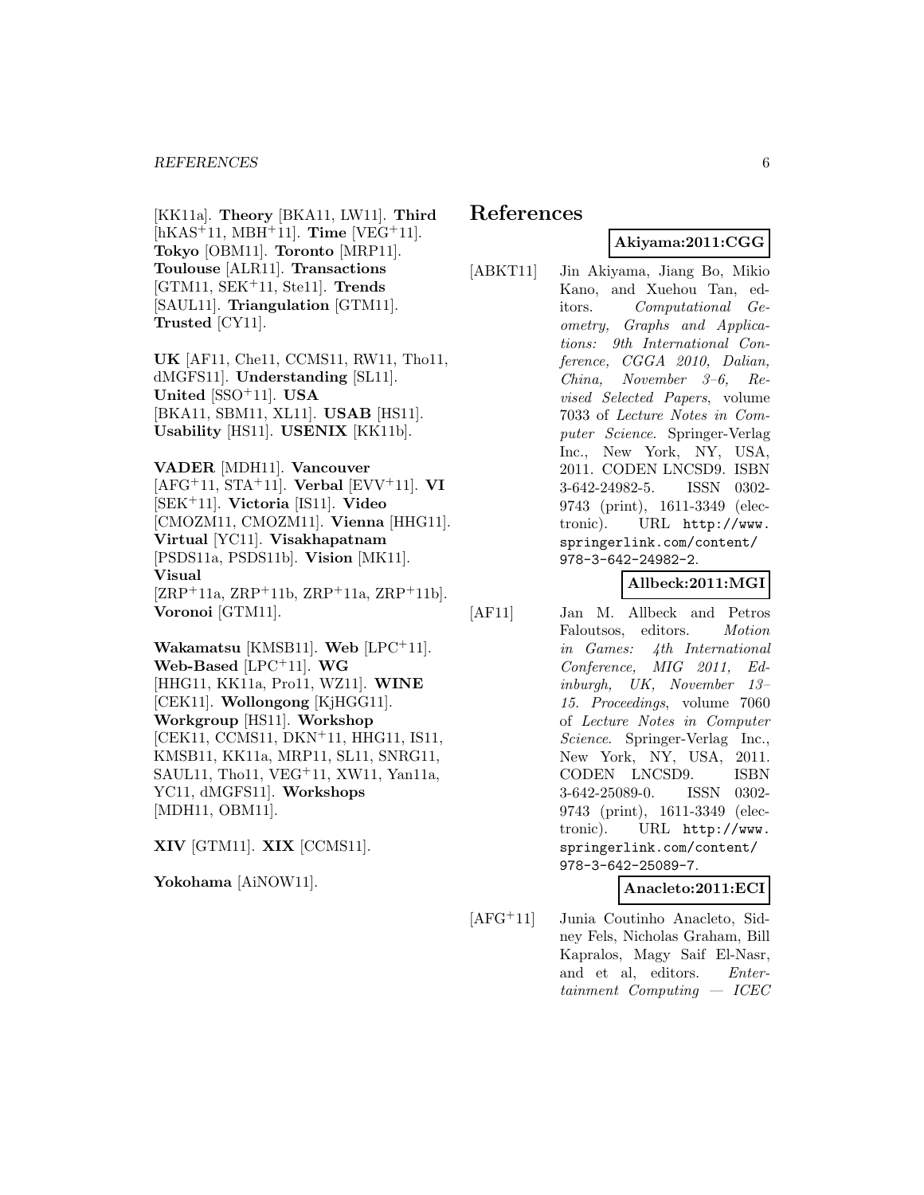[KK11a]. **Theory** [BKA11, LW11]. **Third** [hKAS[+]11, MBH[+]11]. **Time** [VEG[+]11]. **Tokyo** [OBM11]. **Toronto** [MRP11]. **Toulouse** [ALR11]. **Transactions** [GTM11, SEK[+]11, Ste11]. **Trends** [SAUL11]. **Triangulation** [GTM11]. **Trusted** [CY11].

**UK** [AF11, Che11, CCMS11, RW11, Tho11, dMGFS11]. **Understanding** [SL11]. **United** [SSO[+]11]. **USA** [BKA11, SBM11, XL11]. **USAB** [HS11]. **Usability** [HS11]. **USENIX** [KK11b].

**VADER** [MDH11]. **Vancouver** [AFG[+]11, STA[+]11]. **Verbal** [EVV[+]11]. **VI** [SEK[+]11]. **Victoria** [IS11]. **Video** [CMOZM11, CMOZM11]. **Vienna** [HHG11]. **Virtual** [YC11]. **Visakhapatnam** [PSDS11a, PSDS11b]. **Vision** [MK11]. **Visual** [ZRP[+]11a, ZRP[+]11b, ZRP[+]11a, ZRP[+]11b]. **Voronoi** [GTM11].

**Wakamatsu** [KMSB11]. **Web** [LPC[+]11]. **Web-Based** [LPC[+]11]. **WG** [HHG11, KK11a, Pro11, WZ11]. **WINE** [CEK11]. **Wollongong** [KjHGG11]. **Workgroup** [HS11]. **Workshop** [CEK11, CCMS11, DKN[+]11, HHG11, IS11, KMSB11, KK11a, MRP11, SL11, SNRG11, SAUL11, Tho11, VEG[+]11, XW11, Yan11a, YC11, dMGFS11]. **Workshops** [MDH11, OBM11].

**XIV** [GTM11]. **XIX** [CCMS11].

**Yokohama** [AiNOW11].

# References

**Akiyama:2011:CGG**

[ABKT11] Jin Akiyama, Jiang Bo, Mikio Kano, and Xuehou Tan, editors. *Computational Geometry, Graphs and Applications: 9th International Conference, CGGA 2010, Dalian, China, November 3–6, Revised Selected Papers*, volume 7033 of *Lecture Notes in Computer Science*. Springer-Verlag Inc., New York, NY, USA, 2011. CODEN LNCSD9. ISBN 3-642-24982-5. ISSN 0302-9743 (print), 1611-3349 (electronic). URL http://www.springerlink.com/content/978-3-642-24982-2.

**Allbeck:2011:MGI**

[AF11] Jan M. Allbeck and Petros Faloutsos, editors. *Motion in Games: 4th International Conference, MIG 2011, Edinburgh, UK, November 13–15. Proceedings*, volume 7060 of *Lecture Notes in Computer Science*. Springer-Verlag Inc., New York, NY, USA, 2011. CODEN LNCSD9. ISBN 3-642-25089-0. ISSN 0302-9743 (print), 1611-3349 (electronic). URL http://www.springerlink.com/content/978-3-642-25089-7.

**Anacleto:2011:ECI**

[AFG[+]11] Junia Coutinho Anacleto, Sidney Fels, Nicholas Graham, Bill Kapralos, Magy Saif El-Nasr, and et al, editors. *Entertainment Computing — ICEC*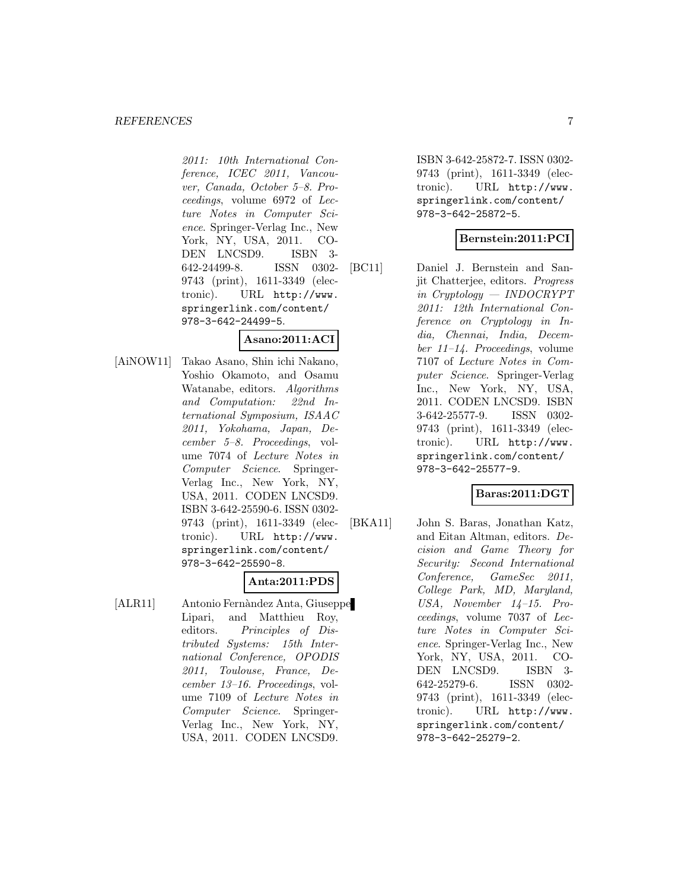2011: 10th International Conference, ICEC 2011, Vancouver, Canada, October 5–8. Proceedings*, volume 6972 of *Lecture Notes in Computer Science*. Springer-Verlag Inc., New York, NY, USA, 2011. CODEN LNCSD9. ISBN 3-642-24499-8. ISSN 0302-9743 (print), 1611-3349 (electronic). URL http://www.springerlink.com/content/978-3-642-24499-5.

**Asano:2011:ACI**

[AiNOW11] Takao Asano, Shin ichi Nakano, Yoshio Okamoto, and Osamu Watanabe, editors. *Algorithms and Computation: 22nd International Symposium, ISAAC 2011, Yokohama, Japan, December 5–8. Proceedings*, volume 7074 of *Lecture Notes in Computer Science*. Springer-Verlag Inc., New York, NY, USA, 2011. CODEN LNCSD9. ISBN 3-642-25590-6. ISSN 0302-9743 (print), 1611-3349 (electronic). URL http://www.springerlink.com/content/978-3-642-25590-8.

**Anta:2011:PDS**

[ALR11] Antonio Fernàndez Anta, Giuseppe Lipari, and Matthieu Roy, editors. *Principles of Distributed Systems: 15th International Conference, OPODIS 2011, Toulouse, France, December 13–16. Proceedings*, volume 7109 of *Lecture Notes in Computer Science*. Springer-Verlag Inc., New York, NY, USA, 2011. CODEN LNCSD9. ISBN 3-642-25872-7. ISSN 0302-9743 (print), 1611-3349 (electronic). URL http://www.springerlink.com/content/978-3-642-25872-5.

**Bernstein:2011:PCI**

[BC11] Daniel J. Bernstein and Sanjit Chatterjee, editors. *Progress in Cryptology — INDOCRYPT 2011: 12th International Conference on Cryptology in India, Chennai, India, December 11–14. Proceedings*, volume 7107 of *Lecture Notes in Computer Science*. Springer-Verlag Inc., New York, NY, USA, 2011. CODEN LNCSD9. ISBN 3-642-25577-9. ISSN 0302-9743 (print), 1611-3349 (electronic). URL http://www.springerlink.com/content/978-3-642-25577-9.

**Baras:2011:DGT**

[BKA11] John S. Baras, Jonathan Katz, and Eitan Altman, editors. *Decision and Game Theory for Security: Second International Conference, GameSec 2011, College Park, MD, Maryland, USA, November 14–15. Proceedings*, volume 7037 of *Lecture Notes in Computer Science*. Springer-Verlag Inc., New York, NY, USA, 2011. CODEN LNCSD9. ISBN 3-642-25279-6. ISSN 0302-9743 (print), 1611-3349 (electronic). URL http://www.springerlink.com/content/978-3-642-25279-2.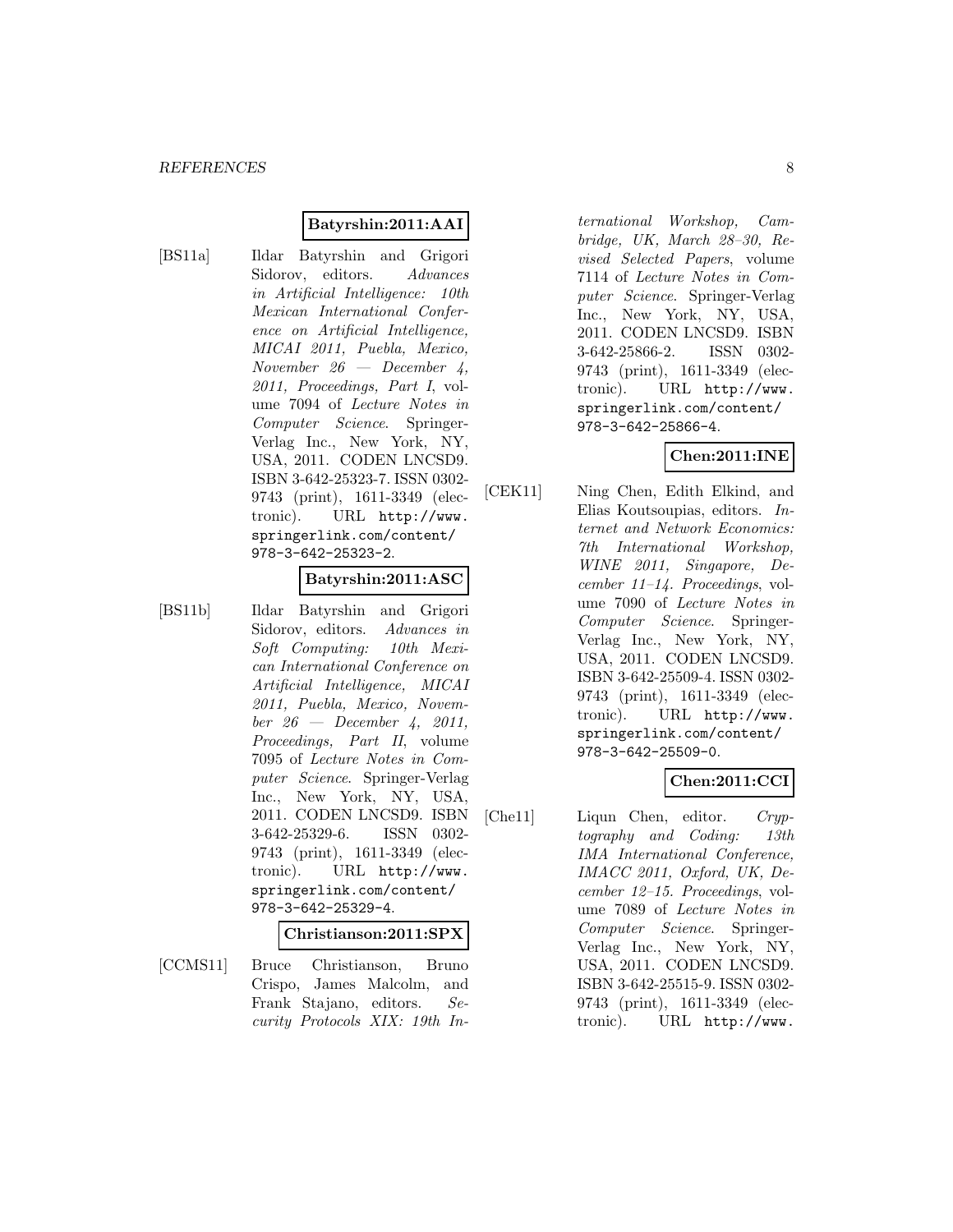**Batyrshin:2011:AAI**

[BS11a] Ildar Batyrshin and Grigori Sidorov, editors. *Advances in Artificial Intelligence: 10th Mexican International Conference on Artificial Intelligence, MICAI 2011, Puebla, Mexico, November 26 — December 4, 2011, Proceedings, Part I*, volume 7094 of *Lecture Notes in Computer Science*. Springer-Verlag Inc., New York, NY, USA, 2011. CODEN LNCSD9. ISBN 3-642-25323-7. ISSN 0302-9743 (print), 1611-3349 (electronic). URL http://www.springerlink.com/content/978-3-642-25323-2.

**Batyrshin:2011:ASC**

[BS11b] Ildar Batyrshin and Grigori Sidorov, editors. *Advances in Soft Computing: 10th Mexican International Conference on Artificial Intelligence, MICAI 2011, Puebla, Mexico, November 26 — December 4, 2011, Proceedings, Part II*, volume 7095 of *Lecture Notes in Computer Science*. Springer-Verlag Inc., New York, NY, USA, 2011. CODEN LNCSD9. ISBN 3-642-25329-6. ISSN 0302-9743 (print), 1611-3349 (electronic). URL http://www.springerlink.com/content/978-3-642-25329-4.

**Christianson:2011:SPX**

[CCMS11] Bruce Christianson, Bruno Crispo, James Malcolm, and Frank Stajano, editors. *Security Protocols XIX: 19th International Workshop, Cambridge, UK, March 28–30, Revised Selected Papers*, volume 7114 of *Lecture Notes in Computer Science*. Springer-Verlag Inc., New York, NY, USA, 2011. CODEN LNCSD9. ISBN 3-642-25866-2. ISSN 0302-9743 (print), 1611-3349 (electronic). URL http://www.springerlink.com/content/978-3-642-25866-4.

**Chen:2011:INE**

[CEK11] Ning Chen, Edith Elkind, and Elias Koutsoupias, editors. *Internet and Network Economics: 7th International Workshop, WINE 2011, Singapore, December 11–14. Proceedings*, volume 7090 of *Lecture Notes in Computer Science*. Springer-Verlag Inc., New York, NY, USA, 2011. CODEN LNCSD9. ISBN 3-642-25509-4. ISSN 0302-9743 (print), 1611-3349 (electronic). URL http://www.springerlink.com/content/978-3-642-25509-0.

**Chen:2011:CCI**

[Che11] Liqun Chen, editor. *Cryptography and Coding: 13th IMA International Conference, IMACC 2011, Oxford, UK, December 12–15. Proceedings*, volume 7089 of *Lecture Notes in Computer Science*. Springer-Verlag Inc., New York, NY, USA, 2011. CODEN LNCSD9. ISBN 3-642-25515-9. ISSN 0302-9743 (print), 1611-3349 (electronic). URL http://www.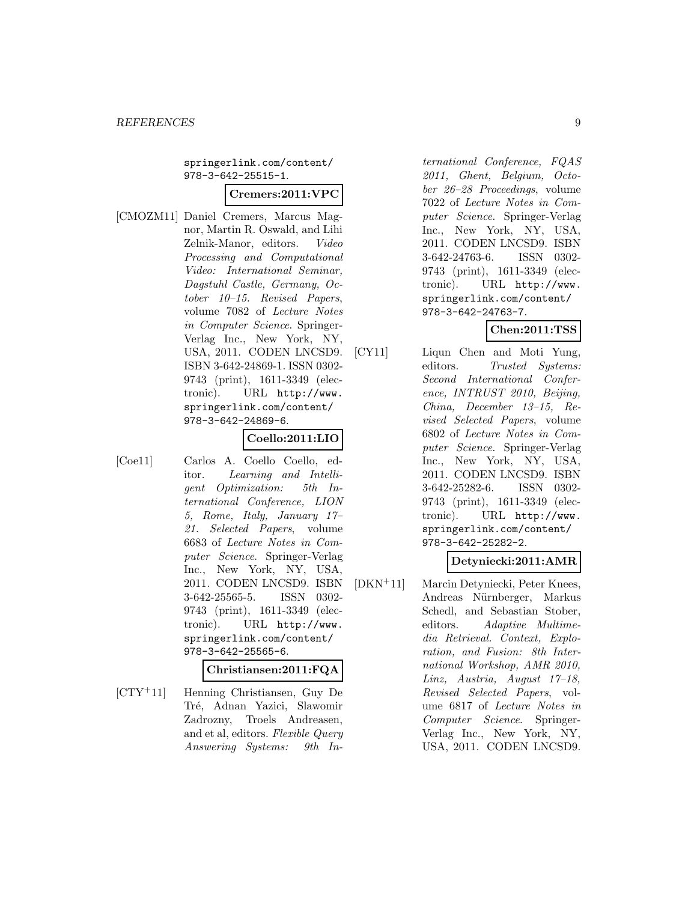springerlink.com/content/978-3-642-25515-1.

**Cremers:2011:VPC**

[CMOZM11] Daniel Cremers, Marcus Magnor, Martin R. Oswald, and Lihi Zelnik-Manor, editors. *Video Processing and Computational Video: International Seminar, Dagstuhl Castle, Germany, October 10–15. Revised Papers*, volume 7082 of *Lecture Notes in Computer Science*. Springer-Verlag Inc., New York, NY, USA, 2011. CODEN LNCSD9. ISBN 3-642-24869-1. ISSN 0302-9743 (print), 1611-3349 (electronic). URL http://www.springerlink.com/content/978-3-642-24869-6.

**Coello:2011:LIO**

[Coe11] Carlos A. Coello Coello, editor. *Learning and Intelligent Optimization: 5th International Conference, LION 5, Rome, Italy, January 17–21. Selected Papers*, volume 6683 of *Lecture Notes in Computer Science*. Springer-Verlag Inc., New York, NY, USA, 2011. CODEN LNCSD9. ISBN 3-642-25565-5. ISSN 0302-9743 (print), 1611-3349 (electronic). URL http://www.springerlink.com/content/978-3-642-25565-6.

**Christiansen:2011:FQA**

[CTY+11] Henning Christiansen, Guy De Tré, Adnan Yazici, Slawomir Zadrozny, Troels Andreasen, and et al, editors. *Flexible Query Answering Systems: 9th International Conference, FQAS 2011, Ghent, Belgium, October 26–28 Proceedings*, volume 7022 of *Lecture Notes in Computer Science*. Springer-Verlag Inc., New York, NY, USA, 2011. CODEN LNCSD9. ISBN 3-642-24763-6. ISSN 0302-9743 (print), 1611-3349 (electronic). URL http://www.springerlink.com/content/978-3-642-24763-7.

**Chen:2011:TSS**

[CY11] Liqun Chen and Moti Yung, editors. *Trusted Systems: Second International Conference, INTRUST 2010, Beijing, China, December 13–15, Revised Selected Papers*, volume 6802 of *Lecture Notes in Computer Science*. Springer-Verlag Inc., New York, NY, USA, 2011. CODEN LNCSD9. ISBN 3-642-25282-6. ISSN 0302-9743 (print), 1611-3349 (electronic). URL http://www.springerlink.com/content/978-3-642-25282-2.

**Detyniecki:2011:AMR**

[DKN+11] Marcin Detyniecki, Peter Knees, Andreas Nürnberger, Markus Schedl, and Sebastian Stober, editors. *Adaptive Multimedia Retrieval. Context, Exploration, and Fusion: 8th International Workshop, AMR 2010, Linz, Austria, August 17–18, Revised Selected Papers*, volume 6817 of *Lecture Notes in Computer Science*. Springer-Verlag Inc., New York, NY, USA, 2011. CODEN LNCSD9.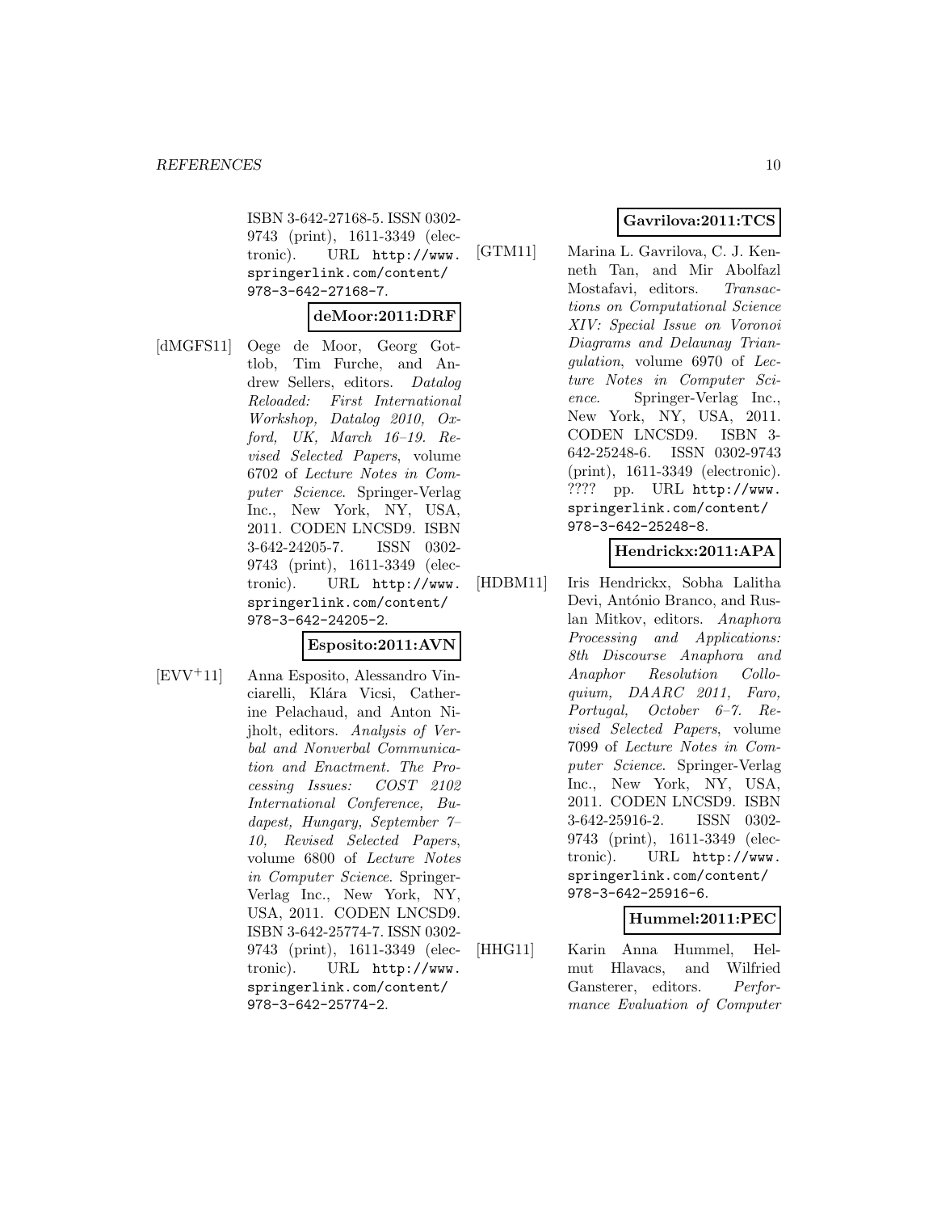ISBN 3-642-27168-5. ISSN 0302-9743 (print), 1611-3349 (electronic). URL http://www.springerlink.com/content/978-3-642-27168-7.

**deMoor:2011:DRF**

[dMGFS11] Oege de Moor, Georg Gottlob, Tim Furche, and Andrew Sellers, editors. *Datalog Reloaded: First International Workshop, Datalog 2010, Oxford, UK, March 16–19. Revised Selected Papers*, volume 6702 of *Lecture Notes in Computer Science*. Springer-Verlag Inc., New York, NY, USA, 2011. CODEN LNCSD9. ISBN 3-642-24205-7. ISSN 0302-9743 (print), 1611-3349 (electronic). URL http://www.springerlink.com/content/978-3-642-24205-2.

**Esposito:2011:AVN**

[EVV+11] Anna Esposito, Alessandro Vinciarelli, Klára Vicsi, Catherine Pelachaud, and Anton Nijholt, editors. *Analysis of Verbal and Nonverbal Communication and Enactment. The Processing Issues: COST 2102 International Conference, Budapest, Hungary, September 7–10, Revised Selected Papers*, volume 6800 of *Lecture Notes in Computer Science*. Springer-Verlag Inc., New York, NY, USA, 2011. CODEN LNCSD9. ISBN 3-642-25774-7. ISSN 0302-9743 (print), 1611-3349 (electronic). URL http://www.springerlink.com/content/978-3-642-25774-2.

**Gavrilova:2011:TCS**

[GTM11] Marina L. Gavrilova, C. J. Kenneth Tan, and Mir Abolfazl Mostafavi, editors. *Transactions on Computational Science XIV: Special Issue on Voronoi Diagrams and Delaunay Triangulation*, volume 6970 of *Lecture Notes in Computer Science*. Springer-Verlag Inc., New York, NY, USA, 2011. CODEN LNCSD9. ISBN 3-642-25248-6. ISSN 0302-9743 (print), 1611-3349 (electronic). ???? pp. URL http://www.springerlink.com/content/978-3-642-25248-8.

**Hendrickx:2011:APA**

[HDBM11] Iris Hendrickx, Sobha Lalitha Devi, António Branco, and Ruslan Mitkov, editors. *Anaphora Processing and Applications: 8th Discourse Anaphora and Anaphor Resolution Colloquium, DAARC 2011, Faro, Portugal, October 6–7. Revised Selected Papers*, volume 7099 of *Lecture Notes in Computer Science*. Springer-Verlag Inc., New York, NY, USA, 2011. CODEN LNCSD9. ISBN 3-642-25916-2. ISSN 0302-9743 (print), 1611-3349 (electronic). URL http://www.springerlink.com/content/978-3-642-25916-6.

**Hummel:2011:PEC**

[HHG11] Karin Anna Hummel, Helmut Hlavacs, and Wilfried Gansterer, editors. *Performance Evaluation of Computer*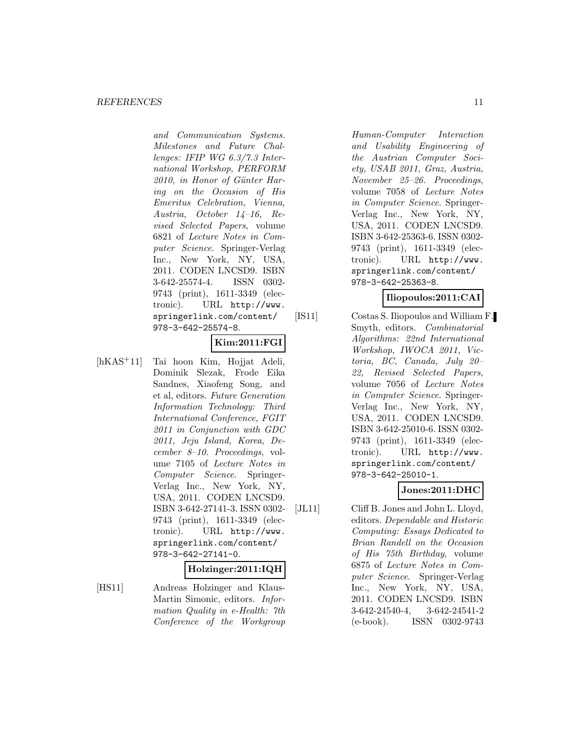*and Communication Systems. Milestones and Future Challenges: IFIP WG 6.3/7.3 International Workshop, PERFORM 2010, in Honor of Günter Haring on the Occasion of His Emeritus Celebration, Vienna, Austria, October 14–16, Revised Selected Papers*, volume 6821 of *Lecture Notes in Computer Science*. Springer-Verlag Inc., New York, NY, USA, 2011. CODEN LNCSD9. ISBN 3-642-25574-4. ISSN 0302-9743 (print), 1611-3349 (electronic). URL http://www.springerlink.com/content/978-3-642-25574-8.

**Kim:2011:FGI**

[hKAS+11] Tai hoon Kim, Hojjat Adeli, Dominik Slezak, Frode Eika Sandnes, Xiaofeng Song, and et al, editors. *Future Generation Information Technology: Third International Conference, FGIT 2011 in Conjunction with GDC 2011, Jeju Island, Korea, December 8–10. Proceedings*, volume 7105 of *Lecture Notes in Computer Science*. Springer-Verlag Inc., New York, NY, USA, 2011. CODEN LNCSD9. ISBN 3-642-27141-3. ISSN 0302-9743 (print), 1611-3349 (electronic). URL http://www.springerlink.com/content/978-3-642-27141-0.

**Holzinger:2011:IQH**

[HS11] Andreas Holzinger and Klaus-Martin Simonic, editors. *Information Quality in e-Health: 7th Conference of the Workgroup Human-Computer Interaction and Usability Engineering of the Austrian Computer Society, USAB 2011, Graz, Austria, November 25–26. Proceedings*, volume 7058 of *Lecture Notes in Computer Science*. Springer-Verlag Inc., New York, NY, USA, 2011. CODEN LNCSD9. ISBN 3-642-25363-6. ISSN 0302-9743 (print), 1611-3349 (electronic). URL http://www.springerlink.com/content/978-3-642-25363-8.

**Iliopoulos:2011:CAI**

[IS11] Costas S. Iliopoulos and William F. Smyth, editors. *Combinatorial Algorithms: 22nd International Workshop, IWOCA 2011, Victoria, BC, Canada, July 20–22, Revised Selected Papers*, volume 7056 of *Lecture Notes in Computer Science*. Springer-Verlag Inc., New York, NY, USA, 2011. CODEN LNCSD9. ISBN 3-642-25010-6. ISSN 0302-9743 (print), 1611-3349 (electronic). URL http://www.springerlink.com/content/978-3-642-25010-1.

**Jones:2011:DHC**

[JL11] Cliff B. Jones and John L. Lloyd, editors. *Dependable and Historic Computing: Essays Dedicated to Brian Randell on the Occasion of His 75th Birthday*, volume 6875 of *Lecture Notes in Computer Science*. Springer-Verlag Inc., New York, NY, USA, 2011. CODEN LNCSD9. ISBN 3-642-24540-4, 3-642-24541-2 (e-book). ISSN 0302-9743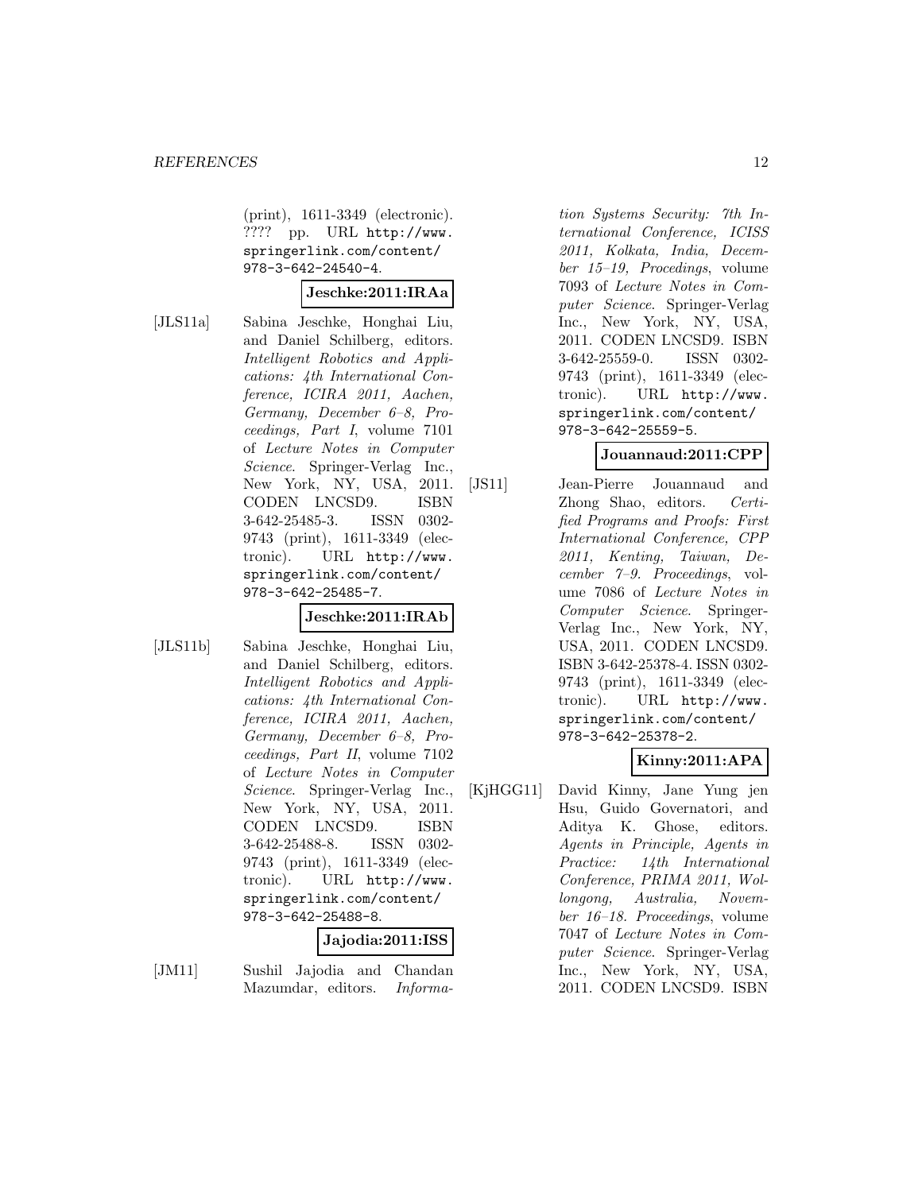(print), 1611-3349 (electronic). ???? pp. URL `http://www.springerlink.com/content/978-3-642-24540-4`.

**Jeschke:2011:IRAa**

[JLS11a] Sabina Jeschke, Honghai Liu, and Daniel Schilberg, editors. *Intelligent Robotics and Applications: 4th International Conference, ICIRA 2011, Aachen, Germany, December 6–8, Proceedings, Part I*, volume 7101 of *Lecture Notes in Computer Science*. Springer-Verlag Inc., New York, NY, USA, 2011. CODEN LNCSD9. ISBN 3-642-25485-3. ISSN 0302-9743 (print), 1611-3349 (electronic). URL `http://www.springerlink.com/content/978-3-642-25485-7`.

**Jeschke:2011:IRAb**

[JLS11b] Sabina Jeschke, Honghai Liu, and Daniel Schilberg, editors. *Intelligent Robotics and Applications: 4th International Conference, ICIRA 2011, Aachen, Germany, December 6–8, Proceedings, Part II*, volume 7102 of *Lecture Notes in Computer Science*. Springer-Verlag Inc., New York, NY, USA, 2011. CODEN LNCSD9. ISBN 3-642-25488-8. ISSN 0302-9743 (print), 1611-3349 (electronic). URL `http://www.springerlink.com/content/978-3-642-25488-8`.

**Jajodia:2011:ISS**

[JM11] Sushil Jajodia and Chandan Mazumdar, editors. *Information Systems Security: 7th International Conference, ICISS 2011, Kolkata, India, December 15–19, Procedings*, volume 7093 of *Lecture Notes in Computer Science*. Springer-Verlag Inc., New York, NY, USA, 2011. CODEN LNCSD9. ISBN 3-642-25559-0. ISSN 0302-9743 (print), 1611-3349 (electronic). URL `http://www.springerlink.com/content/978-3-642-25559-5`.

**Jouannaud:2011:CPP**

[JS11] Jean-Pierre Jouannaud and Zhong Shao, editors. *Certified Programs and Proofs: First International Conference, CPP 2011, Kenting, Taiwan, December 7–9. Proceedings*, volume 7086 of *Lecture Notes in Computer Science*. Springer-Verlag Inc., New York, NY, USA, 2011. CODEN LNCSD9. ISBN 3-642-25378-4. ISSN 0302-9743 (print), 1611-3349 (electronic). URL `http://www.springerlink.com/content/978-3-642-25378-2`.

**Kinny:2011:APA**

[KjHGG11] David Kinny, Jane Yung jen Hsu, Guido Governatori, and Aditya K. Ghose, editors. *Agents in Principle, Agents in Practice: 14th International Conference, PRIMA 2011, Wollongong, Australia, November 16–18. Proceedings*, volume 7047 of *Lecture Notes in Computer Science*. Springer-Verlag Inc., New York, NY, USA, 2011. CODEN LNCSD9. ISBN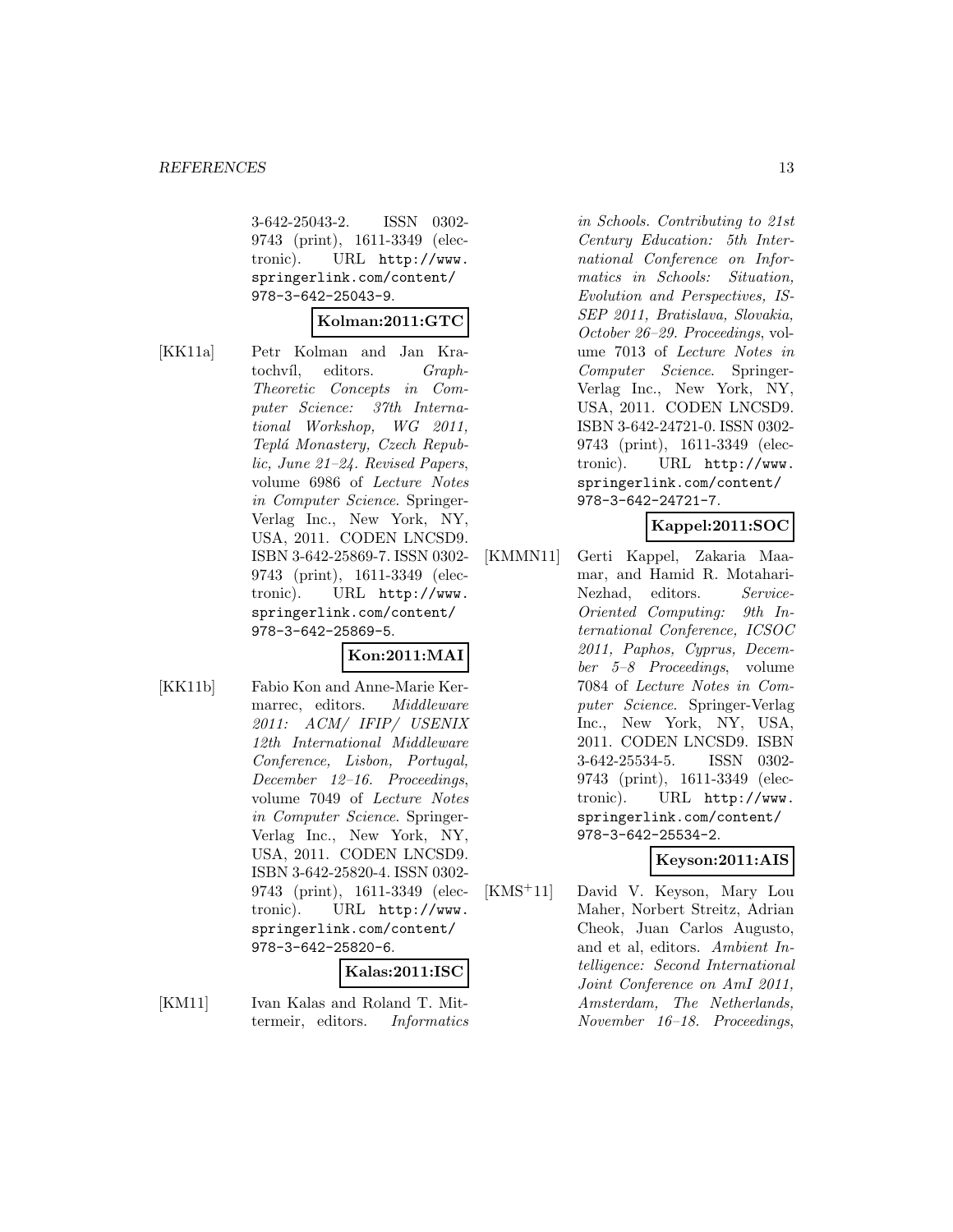3-642-25043-2. ISSN 0302-9743 (print), 1611-3349 (electronic). URL http://www.springerlink.com/content/978-3-642-25043-9.

**Kolman:2011:GTC**

[KK11a] Petr Kolman and Jan Kratochvíl, editors. *Graph-Theoretic Concepts in Computer Science: 37th International Workshop, WG 2011, Teplá Monastery, Czech Republic, June 21–24. Revised Papers*, volume 6986 of *Lecture Notes in Computer Science*. Springer-Verlag Inc., New York, NY, USA, 2011. CODEN LNCSD9. ISBN 3-642-25869-7. ISSN 0302-9743 (print), 1611-3349 (electronic). URL http://www.springerlink.com/content/978-3-642-25869-5.

**Kon:2011:MAI**

[KK11b] Fabio Kon and Anne-Marie Kermarrec, editors. *Middleware 2011: ACM/ IFIP/ USENIX 12th International Middleware Conference, Lisbon, Portugal, December 12–16. Proceedings*, volume 7049 of *Lecture Notes in Computer Science*. Springer-Verlag Inc., New York, NY, USA, 2011. CODEN LNCSD9. ISBN 3-642-25820-4. ISSN 0302-9743 (print), 1611-3349 (electronic). URL http://www.springerlink.com/content/978-3-642-25820-6.

**Kalas:2011:ISC**

[KM11] Ivan Kalas and Roland T. Mittermeir, editors. *Informatics in Schools. Contributing to 21st Century Education: 5th International Conference on Informatics in Schools: Situation, Evolution and Perspectives, ISSEP 2011, Bratislava, Slovakia, October 26–29. Proceedings*, volume 7013 of *Lecture Notes in Computer Science*. Springer-Verlag Inc., New York, NY, USA, 2011. CODEN LNCSD9. ISBN 3-642-24721-0. ISSN 0302-9743 (print), 1611-3349 (electronic). URL http://www.springerlink.com/content/978-3-642-24721-7.

**Kappel:2011:SOC**

[KMMN11] Gerti Kappel, Zakaria Maamar, and Hamid R. Motahari-Nezhad, editors. *Service-Oriented Computing: 9th International Conference, ICSOC 2011, Paphos, Cyprus, December 5–8 Proceedings*, volume 7084 of *Lecture Notes in Computer Science*. Springer-Verlag Inc., New York, NY, USA, 2011. CODEN LNCSD9. ISBN 3-642-25534-5. ISSN 0302-9743 (print), 1611-3349 (electronic). URL http://www.springerlink.com/content/978-3-642-25534-2.

**Keyson:2011:AIS**

[KMS+11] David V. Keyson, Mary Lou Maher, Norbert Streitz, Adrian Cheok, Juan Carlos Augusto, and et al, editors. *Ambient Intelligence: Second International Joint Conference on AmI 2011, Amsterdam, The Netherlands, November 16–18. Proceedings*,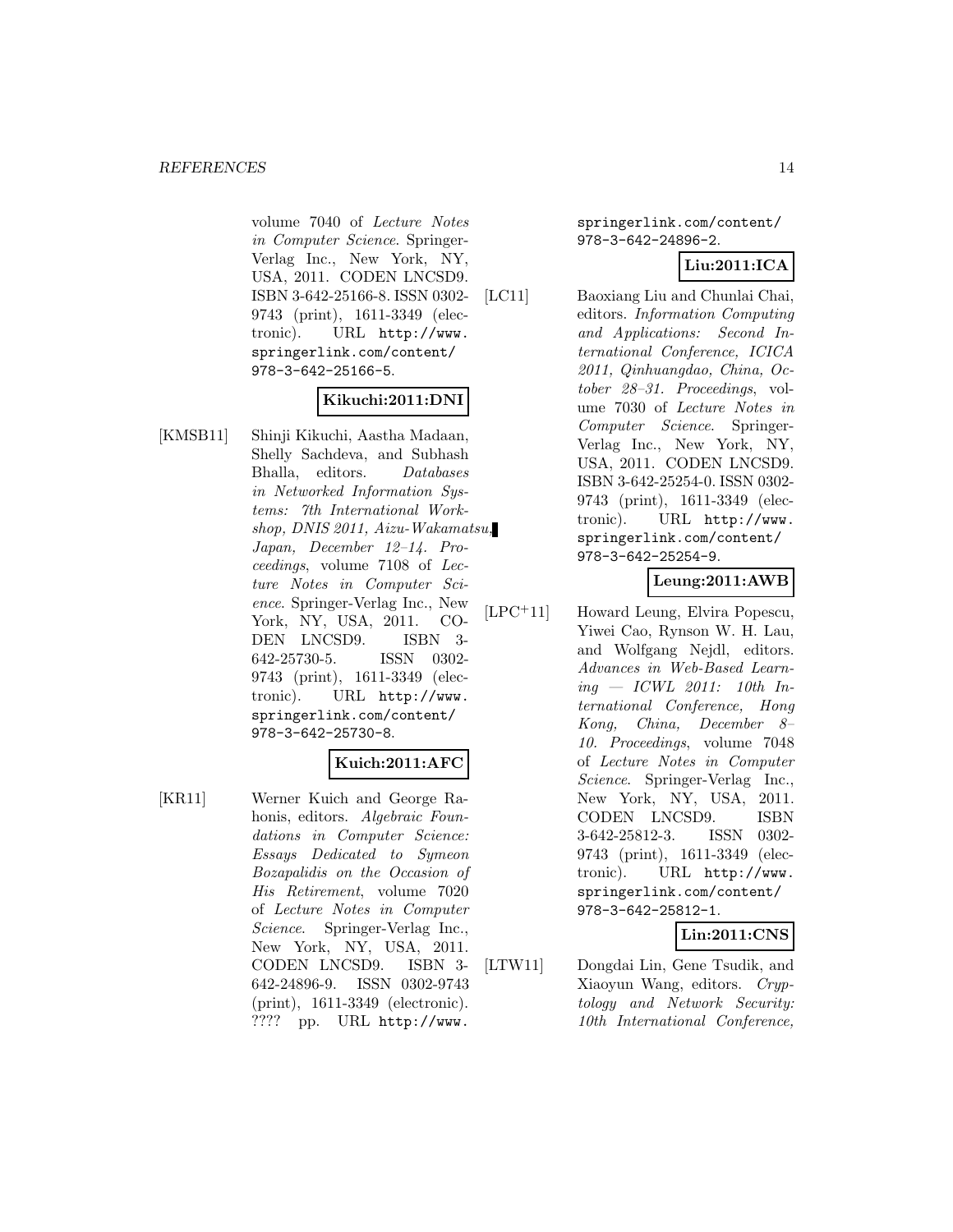volume 7040 of *Lecture Notes in Computer Science*. Springer-Verlag Inc., New York, NY, USA, 2011. CODEN LNCSD9. ISBN 3-642-25166-8. ISSN 0302-9743 (print), 1611-3349 (electronic). URL http://www.springerlink.com/content/978-3-642-25166-5.

**Kikuchi:2011:DNI**

[KMSB11] Shinji Kikuchi, Aastha Madaan, Shelly Sachdeva, and Subhash Bhalla, editors. *Databases in Networked Information Systems: 7th International Workshop, DNIS 2011, Aizu-Wakamatsu, Japan, December 12–14. Proceedings*, volume 7108 of *Lecture Notes in Computer Science*. Springer-Verlag Inc., New York, NY, USA, 2011. CODEN LNCSD9. ISBN 3-642-25730-5. ISSN 0302-9743 (print), 1611-3349 (electronic). URL http://www.springerlink.com/content/978-3-642-25730-8.

**Kuich:2011:AFC**

[KR11] Werner Kuich and George Rahonis, editors. *Algebraic Foundations in Computer Science: Essays Dedicated to Symeon Bozapalidis on the Occasion of His Retirement*, volume 7020 of *Lecture Notes in Computer Science*. Springer-Verlag Inc., New York, NY, USA, 2011. CODEN LNCSD9. ISBN 3-642-24896-9. ISSN 0302-9743 (print), 1611-3349 (electronic). ???? pp. URL http://www.springerlink.com/content/978-3-642-24896-2.

**Liu:2011:ICA**

[LC11] Baoxiang Liu and Chunlai Chai, editors. *Information Computing and Applications: Second International Conference, ICICA 2011, Qinhuangdao, China, October 28–31. Proceedings*, volume 7030 of *Lecture Notes in Computer Science*. Springer-Verlag Inc., New York, NY, USA, 2011. CODEN LNCSD9. ISBN 3-642-25254-0. ISSN 0302-9743 (print), 1611-3349 (electronic). URL http://www.springerlink.com/content/978-3-642-25254-9.

**Leung:2011:AWB**

[LPC+11] Howard Leung, Elvira Popescu, Yiwei Cao, Rynson W. H. Lau, and Wolfgang Nejdl, editors. *Advances in Web-Based Learning — ICWL 2011: 10th International Conference, Hong Kong, China, December 8–10. Proceedings*, volume 7048 of *Lecture Notes in Computer Science*. Springer-Verlag Inc., New York, NY, USA, 2011. CODEN LNCSD9. ISBN 3-642-25812-3. ISSN 0302-9743 (print), 1611-3349 (electronic). URL http://www.springerlink.com/content/978-3-642-25812-1.

**Lin:2011:CNS**

[LTW11] Dongdai Lin, Gene Tsudik, and Xiaoyun Wang, editors. *Cryptology and Network Security: 10th International Conference,*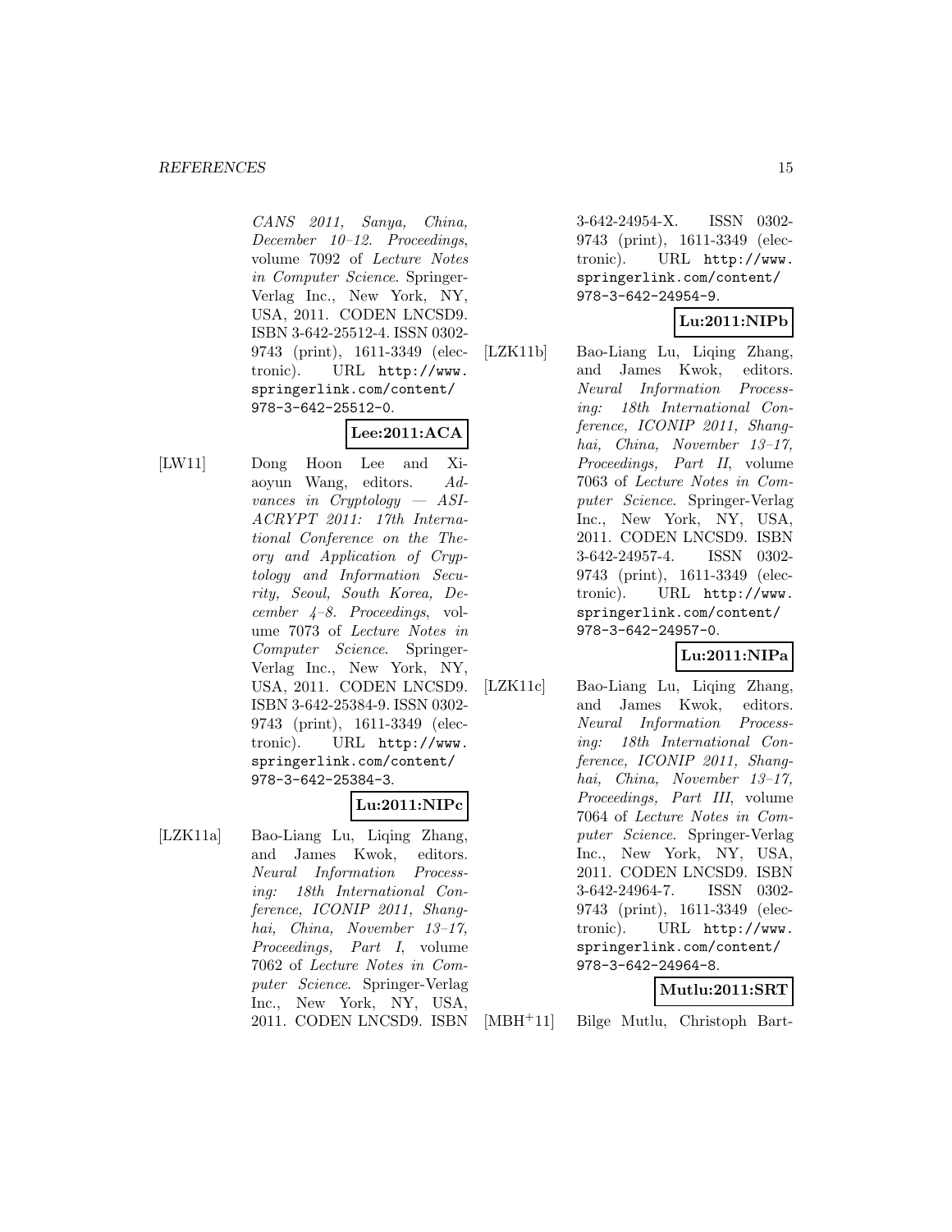CANS 2011, Sanya, China, December 10–12. Proceedings*, volume 7092 of *Lecture Notes in Computer Science*. Springer-Verlag Inc., New York, NY, USA, 2011. CODEN LNCSD9. ISBN 3-642-25512-4. ISSN 0302-9743 (print), 1611-3349 (electronic). URL http://www.springerlink.com/content/978-3-642-25512-0.

**Lee:2011:ACA**

[LW11] Dong Hoon Lee and Xiaoyun Wang, editors. *Advances in Cryptology — ASIACRYPT 2011: 17th International Conference on the Theory and Application of Cryptology and Information Security, Seoul, South Korea, December 4–8. Proceedings*, volume 7073 of *Lecture Notes in Computer Science*. Springer-Verlag Inc., New York, NY, USA, 2011. CODEN LNCSD9. ISBN 3-642-25384-9. ISSN 0302-9743 (print), 1611-3349 (electronic). URL http://www.springerlink.com/content/978-3-642-25384-3.

**Lu:2011:NIPc**

[LZK11a] Bao-Liang Lu, Liqing Zhang, and James Kwok, editors. *Neural Information Processing: 18th International Conference, ICONIP 2011, Shanghai, China, November 13–17, Proceedings, Part I*, volume 7062 of *Lecture Notes in Computer Science*. Springer-Verlag Inc., New York, NY, USA, 2011. CODEN LNCSD9. ISBN 3-642-24954-X. ISSN 0302-9743 (print), 1611-3349 (electronic). URL http://www.springerlink.com/content/978-3-642-24954-9.

**Lu:2011:NIPb**

[LZK11b] Bao-Liang Lu, Liqing Zhang, and James Kwok, editors. *Neural Information Processing: 18th International Conference, ICONIP 2011, Shanghai, China, November 13–17, Proceedings, Part II*, volume 7063 of *Lecture Notes in Computer Science*. Springer-Verlag Inc., New York, NY, USA, 2011. CODEN LNCSD9. ISBN 3-642-24957-4. ISSN 0302-9743 (print), 1611-3349 (electronic). URL http://www.springerlink.com/content/978-3-642-24957-0.

**Lu:2011:NIPa**

[LZK11c] Bao-Liang Lu, Liqing Zhang, and James Kwok, editors. *Neural Information Processing: 18th International Conference, ICONIP 2011, Shanghai, China, November 13–17, Proceedings, Part III*, volume 7064 of *Lecture Notes in Computer Science*. Springer-Verlag Inc., New York, NY, USA, 2011. CODEN LNCSD9. ISBN 3-642-24964-7. ISSN 0302-9743 (print), 1611-3349 (electronic). URL http://www.springerlink.com/content/978-3-642-24964-8.

**Mutlu:2011:SRT**

[MBH+11] Bilge Mutlu, Christoph Bart-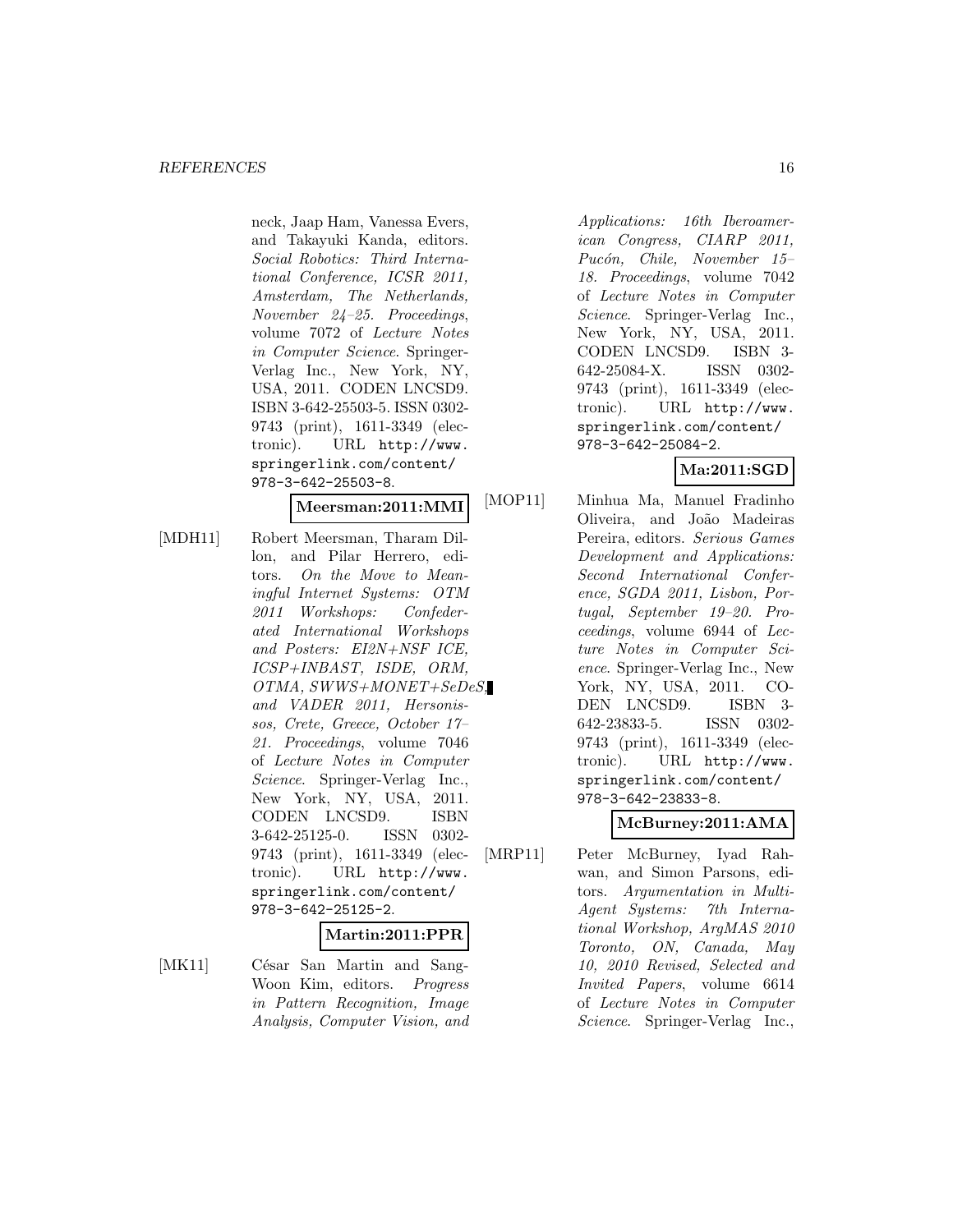neck, Jaap Ham, Vanessa Evers, and Takayuki Kanda, editors. *Social Robotics: Third International Conference, ICSR 2011, Amsterdam, The Netherlands, November 24–25. Proceedings*, volume 7072 of *Lecture Notes in Computer Science*. Springer-Verlag Inc., New York, NY, USA, 2011. CODEN LNCSD9. ISBN 3-642-25503-5. ISSN 0302-9743 (print), 1611-3349 (electronic). URL http://www.springerlink.com/content/978-3-642-25503-8.

**Meersman:2011:MMI**

[MDH11] Robert Meersman, Tharam Dillon, and Pilar Herrero, editors. *On the Move to Meaningful Internet Systems: OTM 2011 Workshops: Confederated International Workshops and Posters: EI2N+NSF ICE, ICSP+INBAST, ISDE, ORM, OTMA, SWWS+MONET+SeDeS, and VADER 2011, Hersonissos, Crete, Greece, October 17–21. Proceedings*, volume 7046 of *Lecture Notes in Computer Science*. Springer-Verlag Inc., New York, NY, USA, 2011. CODEN LNCSD9. ISBN 3-642-25125-0. ISSN 0302-9743 (print), 1611-3349 (electronic). URL http://www.springerlink.com/content/978-3-642-25125-2.

**Martin:2011:PPR**

[MK11] César San Martin and Sang-Woon Kim, editors. *Progress in Pattern Recognition, Image Analysis, Computer Vision, and Applications: 16th Iberoamerican Congress, CIARP 2011, Pucón, Chile, November 15–18. Proceedings*, volume 7042 of *Lecture Notes in Computer Science*. Springer-Verlag Inc., New York, NY, USA, 2011. CODEN LNCSD9. ISBN 3-642-25084-X. ISSN 0302-9743 (print), 1611-3349 (electronic). URL http://www.springerlink.com/content/978-3-642-25084-2.

**Ma:2011:SGD**

[MOP11] Minhua Ma, Manuel Fradinho Oliveira, and João Madeiras Pereira, editors. *Serious Games Development and Applications: Second International Conference, SGDA 2011, Lisbon, Portugal, September 19–20. Proceedings*, volume 6944 of *Lecture Notes in Computer Science*. Springer-Verlag Inc., New York, NY, USA, 2011. CODEN LNCSD9. ISBN 3-642-23833-5. ISSN 0302-9743 (print), 1611-3349 (electronic). URL http://www.springerlink.com/content/978-3-642-23833-8.

**McBurney:2011:AMA**

[MRP11] Peter McBurney, Iyad Rahwan, and Simon Parsons, editors. *Argumentation in Multi-Agent Systems: 7th International Workshop, ArgMAS 2010 Toronto, ON, Canada, May 10, 2010 Revised, Selected and Invited Papers*, volume 6614 of *Lecture Notes in Computer Science*. Springer-Verlag Inc.,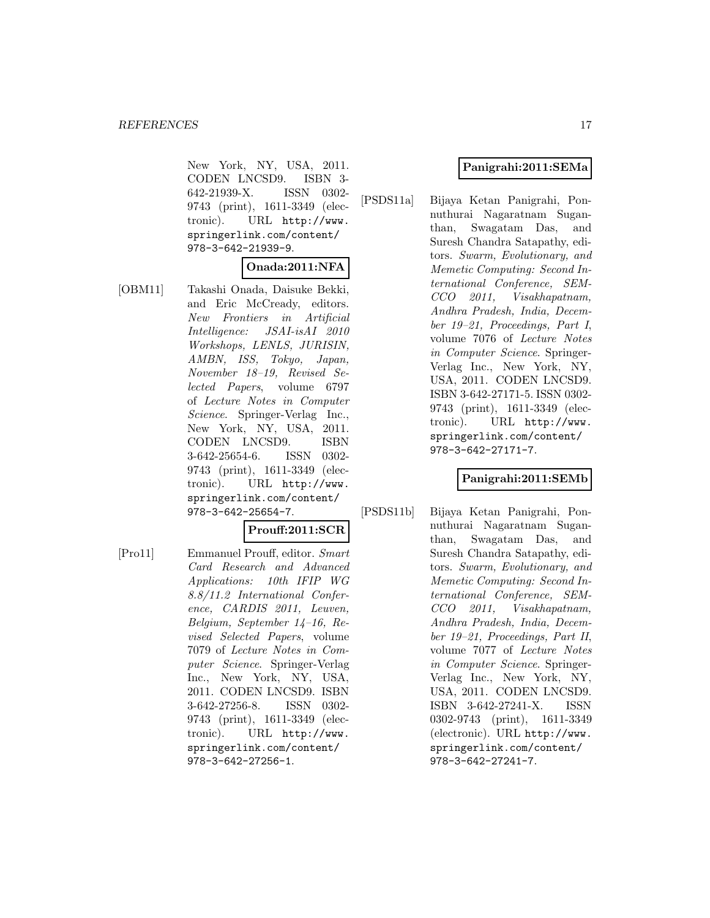New York, NY, USA, 2011. CODEN LNCSD9. ISBN 3-642-21939-X. ISSN 0302-9743 (print), 1611-3349 (electronic). URL http://www.springerlink.com/content/978-3-642-21939-9.

**Onada:2011:NFA**

[OBM11] Takashi Onada, Daisuke Bekki, and Eric McCready, editors. *New Frontiers in Artificial Intelligence: JSAI-isAI 2010 Workshops, LENLS, JURISIN, AMBN, ISS, Tokyo, Japan, November 18–19, Revised Selected Papers*, volume 6797 of *Lecture Notes in Computer Science*. Springer-Verlag Inc., New York, NY, USA, 2011. CODEN LNCSD9. ISBN 3-642-25654-6. ISSN 0302-9743 (print), 1611-3349 (electronic). URL http://www.springerlink.com/content/978-3-642-25654-7.

**Prouff:2011:SCR**

[Pro11] Emmanuel Prouff, editor. *Smart Card Research and Advanced Applications: 10th IFIP WG 8.8/11.2 International Conference, CARDIS 2011, Leuven, Belgium, September 14–16, Revised Selected Papers*, volume 7079 of *Lecture Notes in Computer Science*. Springer-Verlag Inc., New York, NY, USA, 2011. CODEN LNCSD9. ISBN 3-642-27256-8. ISSN 0302-9743 (print), 1611-3349 (electronic). URL http://www.springerlink.com/content/978-3-642-27256-1.

**Panigrahi:2011:SEMa**

[PSDS11a] Bijaya Ketan Panigrahi, Ponnuthurai Nagaratnam Suganthan, Swagatam Das, and Suresh Chandra Satapathy, editors. *Swarm, Evolutionary, and Memetic Computing: Second International Conference, SEMCCO 2011, Visakhapatnam, Andhra Pradesh, India, December 19–21, Proceedings, Part I*, volume 7076 of *Lecture Notes in Computer Science*. Springer-Verlag Inc., New York, NY, USA, 2011. CODEN LNCSD9. ISBN 3-642-27171-5. ISSN 0302-9743 (print), 1611-3349 (electronic). URL http://www.springerlink.com/content/978-3-642-27171-7.

**Panigrahi:2011:SEMb**

[PSDS11b] Bijaya Ketan Panigrahi, Ponnuthurai Nagaratnam Suganthan, Swagatam Das, and Suresh Chandra Satapathy, editors. *Swarm, Evolutionary, and Memetic Computing: Second International Conference, SEMCCO 2011, Visakhapatnam, Andhra Pradesh, India, December 19–21, Proceedings, Part II*, volume 7077 of *Lecture Notes in Computer Science*. Springer-Verlag Inc., New York, NY, USA, 2011. CODEN LNCSD9. ISBN 3-642-27241-X. ISSN 0302-9743 (print), 1611-3349 (electronic). URL http://www.springerlink.com/content/978-3-642-27241-7.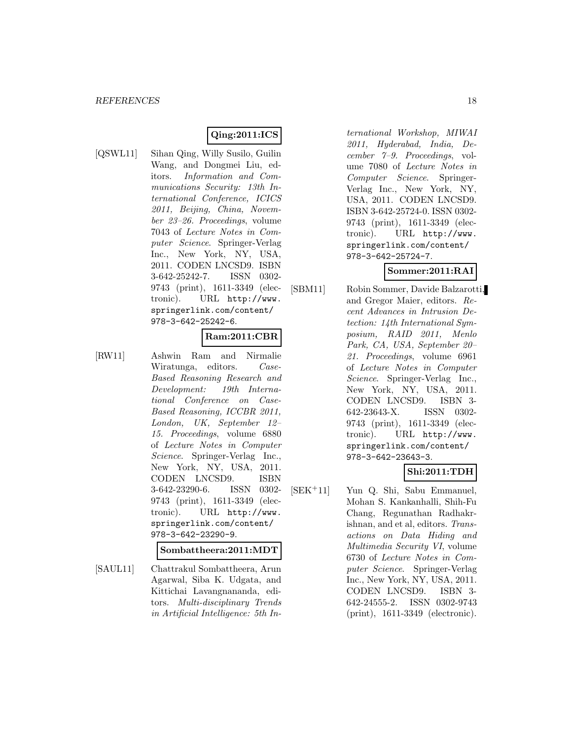**Qing:2011:ICS**

[QSWL11] Sihan Qing, Willy Susilo, Guilin Wang, and Dongmei Liu, editors. *Information and Communications Security: 13th International Conference, ICICS 2011, Beijing, China, November 23–26. Proceedings*, volume 7043 of *Lecture Notes in Computer Science*. Springer-Verlag Inc., New York, NY, USA, 2011. CODEN LNCSD9. ISBN 3-642-25242-7. ISSN 0302-9743 (print), 1611-3349 (electronic). URL http://www.springerlink.com/content/978-3-642-25242-6.

**Ram:2011:CBR**

[RW11] Ashwin Ram and Nirmalie Wiratunga, editors. *Case-Based Reasoning Research and Development: 19th International Conference on Case-Based Reasoning, ICCBR 2011, London, UK, September 12–15. Proceedings*, volume 6880 of *Lecture Notes in Computer Science*. Springer-Verlag Inc., New York, NY, USA, 2011. CODEN LNCSD9. ISBN 3-642-23290-6. ISSN 0302-9743 (print), 1611-3349 (electronic). URL http://www.springerlink.com/content/978-3-642-23290-9.

**Sombattheera:2011:MDT**

[SAUL11] Chattrakul Sombattheera, Arun Agarwal, Siba K. Udgata, and Kittichai Lavangnananda, editors. *Multi-disciplinary Trends in Artificial Intelligence: 5th International Workshop, MIWAI 2011, Hyderabad, India, December 7–9. Proceedings*, volume 7080 of *Lecture Notes in Computer Science*. Springer-Verlag Inc., New York, NY, USA, 2011. CODEN LNCSD9. ISBN 3-642-25724-0. ISSN 0302-9743 (print), 1611-3349 (electronic). URL http://www.springerlink.com/content/978-3-642-25724-7.

**Sommer:2011:RAI**

[SBM11] Robin Sommer, Davide Balzarotti, and Gregor Maier, editors. *Recent Advances in Intrusion Detection: 14th International Symposium, RAID 2011, Menlo Park, CA, USA, September 20–21. Proceedings*, volume 6961 of *Lecture Notes in Computer Science*. Springer-Verlag Inc., New York, NY, USA, 2011. CODEN LNCSD9. ISBN 3-642-23643-X. ISSN 0302-9743 (print), 1611-3349 (electronic). URL http://www.springerlink.com/content/978-3-642-23643-3.

**Shi:2011:TDH**

[SEK+11] Yun Q. Shi, Sabu Emmanuel, Mohan S. Kankanhalli, Shih-Fu Chang, Regunathan Radhakrishnan, and et al, editors. *Transactions on Data Hiding and Multimedia Security VI*, volume 6730 of *Lecture Notes in Computer Science*. Springer-Verlag Inc., New York, NY, USA, 2011. CODEN LNCSD9. ISBN 3-642-24555-2. ISSN 0302-9743 (print), 1611-3349 (electronic).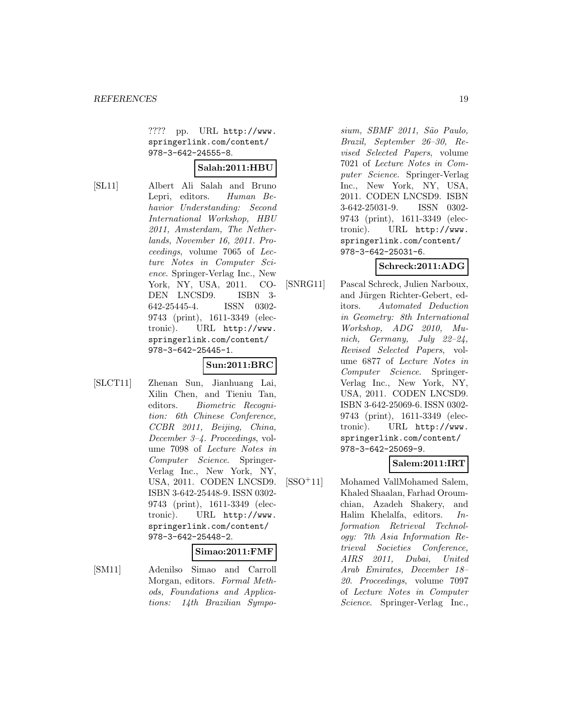???? pp. URL http://www.springerlink.com/content/978-3-642-24555-8.

**Salah:2011:HBU**

[SL11] Albert Ali Salah and Bruno Lepri, editors. *Human Behavior Understanding: Second International Workshop, HBU 2011, Amsterdam, The Netherlands, November 16, 2011. Proceedings*, volume 7065 of *Lecture Notes in Computer Science*. Springer-Verlag Inc., New York, NY, USA, 2011. CODEN LNCSD9. ISBN 3-642-25445-4. ISSN 0302-9743 (print), 1611-3349 (electronic). URL http://www.springerlink.com/content/978-3-642-25445-1.

**Sun:2011:BRC**

[SLCT11] Zhenan Sun, Jianhuang Lai, Xilin Chen, and Tieniu Tan, editors. *Biometric Recognition: 6th Chinese Conference, CCBR 2011, Beijing, China, December 3–4. Proceedings*, volume 7098 of *Lecture Notes in Computer Science*. Springer-Verlag Inc., New York, NY, USA, 2011. CODEN LNCSD9. ISBN 3-642-25448-9. ISSN 0302-9743 (print), 1611-3349 (electronic). URL http://www.springerlink.com/content/978-3-642-25448-2.

**Simao:2011:FMF**

[SM11] Adenilso Simao and Carroll Morgan, editors. *Formal Methods, Foundations and Applications: 14th Brazilian Symposium, SBMF 2011, São Paulo, Brazil, September 26–30, Revised Selected Papers*, volume 7021 of *Lecture Notes in Computer Science*. Springer-Verlag Inc., New York, NY, USA, 2011. CODEN LNCSD9. ISBN 3-642-25031-9. ISSN 0302-9743 (print), 1611-3349 (electronic). URL http://www.springerlink.com/content/978-3-642-25031-6.

**Schreck:2011:ADG**

[SNRG11] Pascal Schreck, Julien Narboux, and Jürgen Richter-Gebert, editors. *Automated Deduction in Geometry: 8th International Workshop, ADG 2010, Munich, Germany, July 22–24, Revised Selected Papers*, volume 6877 of *Lecture Notes in Computer Science*. Springer-Verlag Inc., New York, NY, USA, 2011. CODEN LNCSD9. ISBN 3-642-25069-6. ISSN 0302-9743 (print), 1611-3349 (electronic). URL http://www.springerlink.com/content/978-3-642-25069-9.

**Salem:2011:IRT**

[SSO+11] Mohamed VallMohamed Salem, Khaled Shaalan, Farhad Oroumchian, Azadeh Shakery, and Halim Khelalfa, editors. *Information Retrieval Technology: 7th Asia Information Retrieval Societies Conference, AIRS 2011, Dubai, United Arab Emirates, December 18–20. Proceedings*, volume 7097 of *Lecture Notes in Computer Science*. Springer-Verlag Inc.,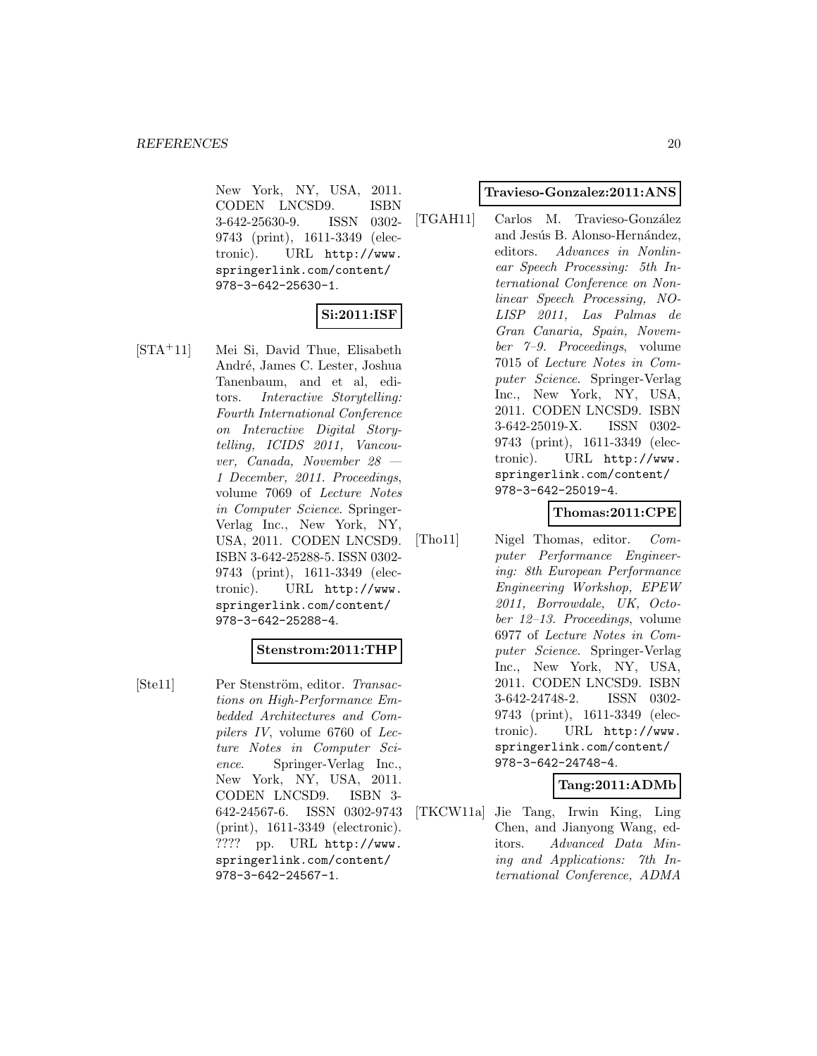New York, NY, USA, 2011. CODEN LNCSD9. ISBN 3-642-25630-9. ISSN 0302-9743 (print), 1611-3349 (electronic). URL http://www.springerlink.com/content/978-3-642-25630-1.

**Si:2011:ISF**

[STA+11] Mei Si, David Thue, Elisabeth André, James C. Lester, Joshua Tanenbaum, and et al, editors. *Interactive Storytelling: Fourth International Conference on Interactive Digital Storytelling, ICIDS 2011, Vancouver, Canada, November 28 — 1 December, 2011. Proceedings*, volume 7069 of *Lecture Notes in Computer Science*. Springer-Verlag Inc., New York, NY, USA, 2011. CODEN LNCSD9. ISBN 3-642-25288-5. ISSN 0302-9743 (print), 1611-3349 (electronic). URL http://www.springerlink.com/content/978-3-642-25288-4.

**Stenstrom:2011:THP**

[Ste11] Per Stenström, editor. *Transactions on High-Performance Embedded Architectures and Compilers IV*, volume 6760 of *Lecture Notes in Computer Science*. Springer-Verlag Inc., New York, NY, USA, 2011. CODEN LNCSD9. ISBN 3-642-24567-6. ISSN 0302-9743 (print), 1611-3349 (electronic). ???? pp. URL http://www.springerlink.com/content/978-3-642-24567-1.

**Travieso-Gonzalez:2011:ANS**

[TGAH11] Carlos M. Travieso-González and Jesús B. Alonso-Hernández, editors. *Advances in Nonlinear Speech Processing: 5th International Conference on Nonlinear Speech Processing, NOLISP 2011, Las Palmas de Gran Canaria, Spain, November 7–9. Proceedings*, volume 7015 of *Lecture Notes in Computer Science*. Springer-Verlag Inc., New York, NY, USA, 2011. CODEN LNCSD9. ISBN 3-642-25019-X. ISSN 0302-9743 (print), 1611-3349 (electronic). URL http://www.springerlink.com/content/978-3-642-25019-4.

**Thomas:2011:CPE**

[Tho11] Nigel Thomas, editor. *Computer Performance Engineering: 8th European Performance Engineering Workshop, EPEW 2011, Borrowdale, UK, October 12–13. Proceedings*, volume 6977 of *Lecture Notes in Computer Science*. Springer-Verlag Inc., New York, NY, USA, 2011. CODEN LNCSD9. ISBN 3-642-24748-2. ISSN 0302-9743 (print), 1611-3349 (electronic). URL http://www.springerlink.com/content/978-3-642-24748-4.

**Tang:2011:ADMb**

[TKCW11a] Jie Tang, Irwin King, Ling Chen, and Jianyong Wang, editors. *Advanced Data Mining and Applications: 7th International Conference, ADMA*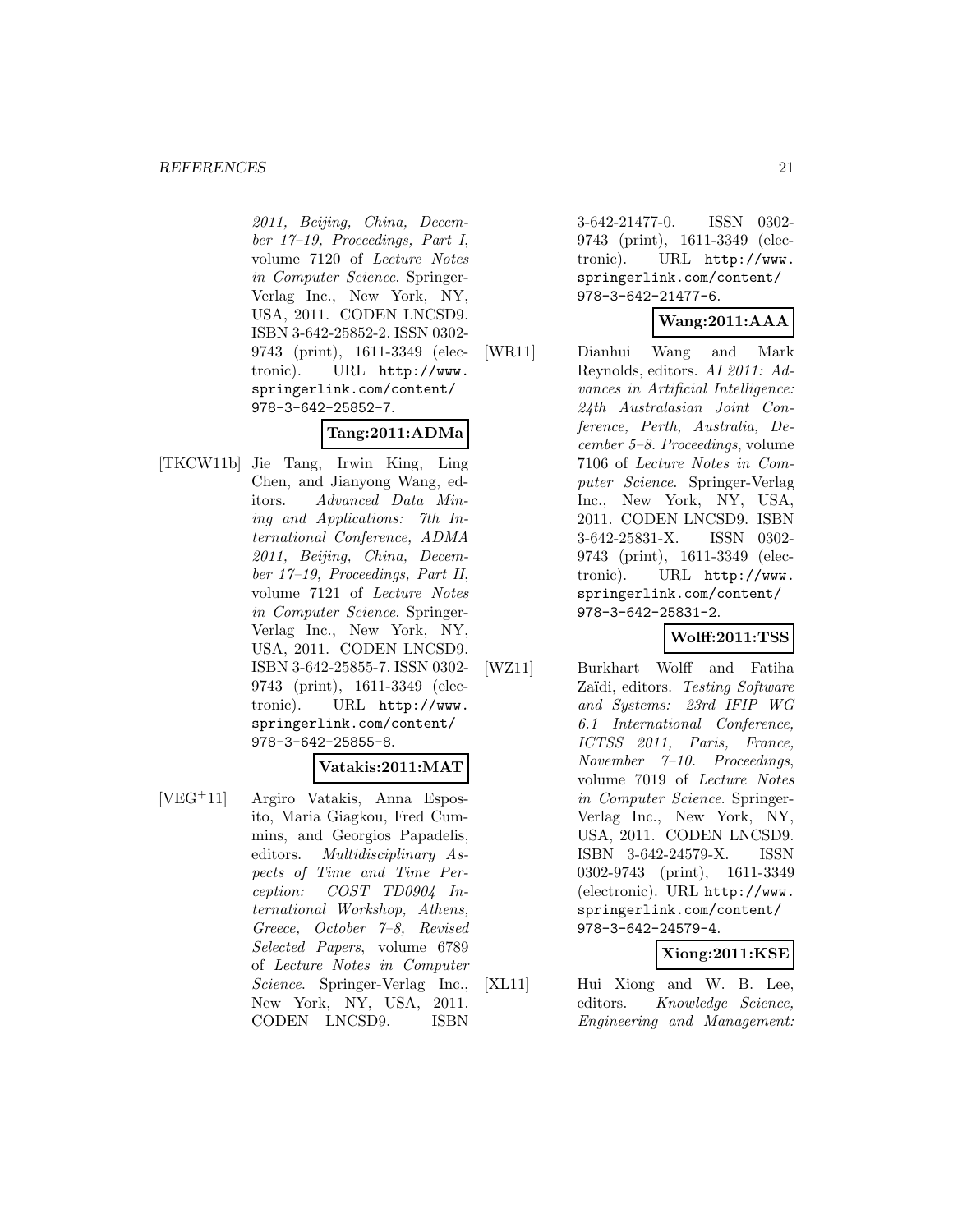*2011, Beijing, China, December 17–19, Proceedings, Part I*, volume 7120 of *Lecture Notes in Computer Science*. Springer-Verlag Inc., New York, NY, USA, 2011. CODEN LNCSD9. ISBN 3-642-25852-2. ISSN 0302-9743 (print), 1611-3349 (electronic). URL http://www.springerlink.com/content/978-3-642-25852-7.

**Tang:2011:ADMa**

[TKCW11b] Jie Tang, Irwin King, Ling Chen, and Jianyong Wang, editors. *Advanced Data Mining and Applications: 7th International Conference, ADMA 2011, Beijing, China, December 17–19, Proceedings, Part II*, volume 7121 of *Lecture Notes in Computer Science*. Springer-Verlag Inc., New York, NY, USA, 2011. CODEN LNCSD9. ISBN 3-642-25855-7. ISSN 0302-9743 (print), 1611-3349 (electronic). URL http://www.springerlink.com/content/978-3-642-25855-8.

**Vatakis:2011:MAT**

[VEG+11] Argiro Vatakis, Anna Esposito, Maria Giagkou, Fred Cummins, and Georgios Papadelis, editors. *Multidisciplinary Aspects of Time and Time Perception: COST TD0904 International Workshop, Athens, Greece, October 7–8, Revised Selected Papers*, volume 6789 of *Lecture Notes in Computer Science*. Springer-Verlag Inc., New York, NY, USA, 2011. CODEN LNCSD9. ISBN 3-642-21477-0. ISSN 0302-9743 (print), 1611-3349 (electronic). URL http://www.springerlink.com/content/978-3-642-21477-6.

**Wang:2011:AAA**

[WR11] Dianhui Wang and Mark Reynolds, editors. *AI 2011: Advances in Artificial Intelligence: 24th Australasian Joint Conference, Perth, Australia, December 5–8. Proceedings*, volume 7106 of *Lecture Notes in Computer Science*. Springer-Verlag Inc., New York, NY, USA, 2011. CODEN LNCSD9. ISBN 3-642-25831-X. ISSN 0302-9743 (print), 1611-3349 (electronic). URL http://www.springerlink.com/content/978-3-642-25831-2.

**Wolff:2011:TSS**

[WZ11] Burkhart Wolff and Fatiha Zaïdi, editors. *Testing Software and Systems: 23rd IFIP WG 6.1 International Conference, ICTSS 2011, Paris, France, November 7–10. Proceedings*, volume 7019 of *Lecture Notes in Computer Science*. Springer-Verlag Inc., New York, NY, USA, 2011. CODEN LNCSD9. ISBN 3-642-24579-X. ISSN 0302-9743 (print), 1611-3349 (electronic). URL http://www.springerlink.com/content/978-3-642-24579-4.

**Xiong:2011:KSE**

[XL11] Hui Xiong and W. B. Lee, editors. *Knowledge Science, Engineering and Management:*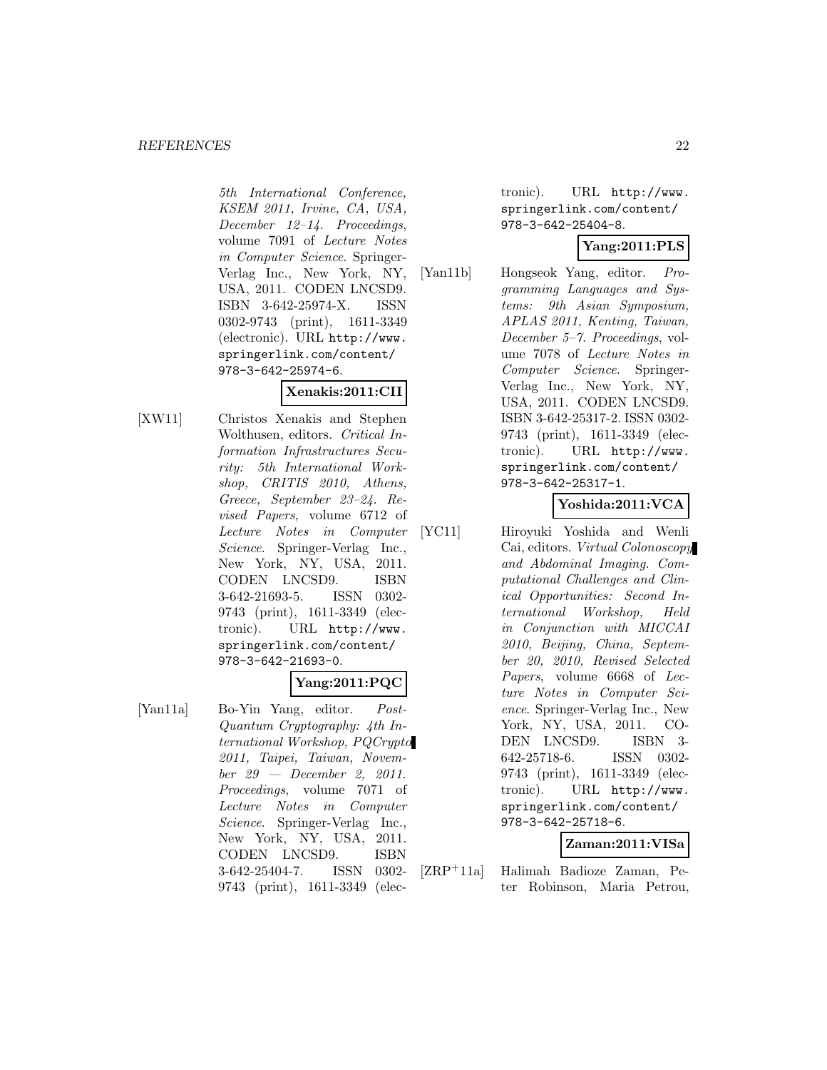*5th International Conference, KSEM 2011, Irvine, CA, USA, December 12–14. Proceedings*, volume 7091 of *Lecture Notes in Computer Science*. Springer-Verlag Inc., New York, NY, USA, 2011. CODEN LNCSD9. ISBN 3-642-25974-X. ISSN 0302-9743 (print), 1611-3349 (electronic). URL http://www.springerlink.com/content/978-3-642-25974-6.

**Xenakis:2011:CII**

[XW11] Christos Xenakis and Stephen Wolthusen, editors. *Critical Information Infrastructures Security: 5th International Workshop, CRITIS 2010, Athens, Greece, September 23–24. Revised Papers*, volume 6712 of *Lecture Notes in Computer Science*. Springer-Verlag Inc., New York, NY, USA, 2011. CODEN LNCSD9. ISBN 3-642-21693-5. ISSN 0302-9743 (print), 1611-3349 (electronic). URL http://www.springerlink.com/content/978-3-642-21693-0.

**Yang:2011:PQC**

[Yan11a] Bo-Yin Yang, editor. *Post-Quantum Cryptography: 4th International Workshop, PQCrypto 2011, Taipei, Taiwan, November 29 — December 2, 2011. Proceedings*, volume 7071 of *Lecture Notes in Computer Science*. Springer-Verlag Inc., New York, NY, USA, 2011. CODEN LNCSD9. ISBN 3-642-25404-7. ISSN 0302-9743 (print), 1611-3349 (electronic). URL http://www.springerlink.com/content/978-3-642-25404-8.

**Yang:2011:PLS**

[Yan11b] Hongseok Yang, editor. *Programming Languages and Systems: 9th Asian Symposium, APLAS 2011, Kenting, Taiwan, December 5–7. Proceedings*, volume 7078 of *Lecture Notes in Computer Science*. Springer-Verlag Inc., New York, NY, USA, 2011. CODEN LNCSD9. ISBN 3-642-25317-2. ISSN 0302-9743 (print), 1611-3349 (electronic). URL http://www.springerlink.com/content/978-3-642-25317-1.

**Yoshida:2011:VCA**

[YC11] Hiroyuki Yoshida and Wenli Cai, editors. *Virtual Colonoscopy and Abdominal Imaging. Computational Challenges and Clinical Opportunities: Second International Workshop, Held in Conjunction with MICCAI 2010, Beijing, China, September 20, 2010, Revised Selected Papers*, volume 6668 of *Lecture Notes in Computer Science*. Springer-Verlag Inc., New York, NY, USA, 2011. CODEN LNCSD9. ISBN 3-642-25718-6. ISSN 0302-9743 (print), 1611-3349 (electronic). URL http://www.springerlink.com/content/978-3-642-25718-6.

**Zaman:2011:VISa**

[ZRP+11a] Halimah Badioze Zaman, Peter Robinson, Maria Petrou,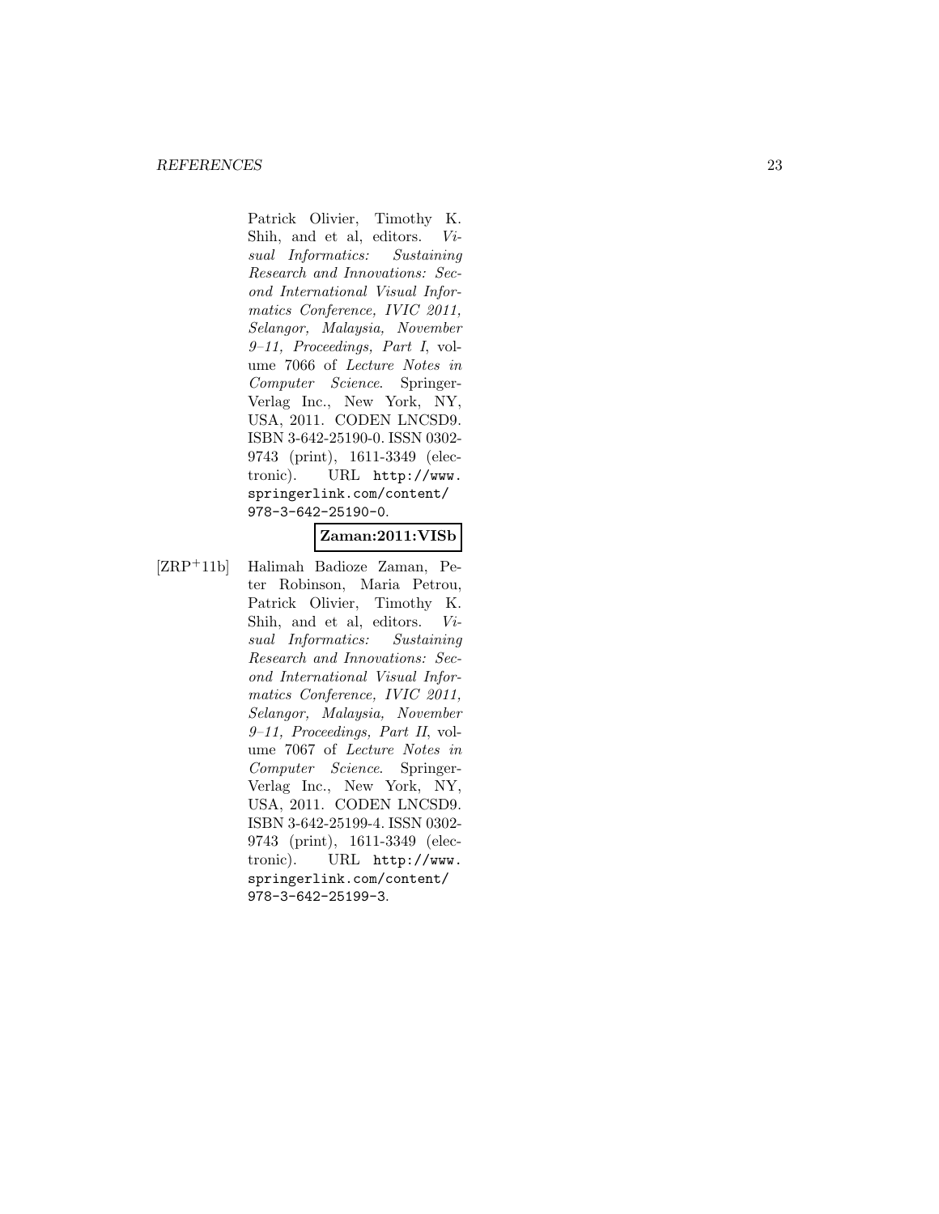Patrick Olivier, Timothy K. Shih, and et al, editors. *Visual Informatics: Sustaining Research and Innovations: Second International Visual Informatics Conference, IVIC 2011, Selangor, Malaysia, November 9–11, Proceedings, Part I*, volume 7066 of *Lecture Notes in Computer Science*. Springer-Verlag Inc., New York, NY, USA, 2011. CODEN LNCSD9. ISBN 3-642-25190-0. ISSN 0302-9743 (print), 1611-3349 (electronic). URL `http://www.springerlink.com/content/978-3-642-25190-0`.

**Zaman:2011:VISb**

[ZRP+11b] Halimah Badioze Zaman, Peter Robinson, Maria Petrou, Patrick Olivier, Timothy K. Shih, and et al, editors. *Visual Informatics: Sustaining Research and Innovations: Second International Visual Informatics Conference, IVIC 2011, Selangor, Malaysia, November 9–11, Proceedings, Part II*, volume 7067 of *Lecture Notes in Computer Science*. Springer-Verlag Inc., New York, NY, USA, 2011. CODEN LNCSD9. ISBN 3-642-25199-4. ISSN 0302-9743 (print), 1611-3349 (electronic). URL `http://www.springerlink.com/content/978-3-642-25199-3`.